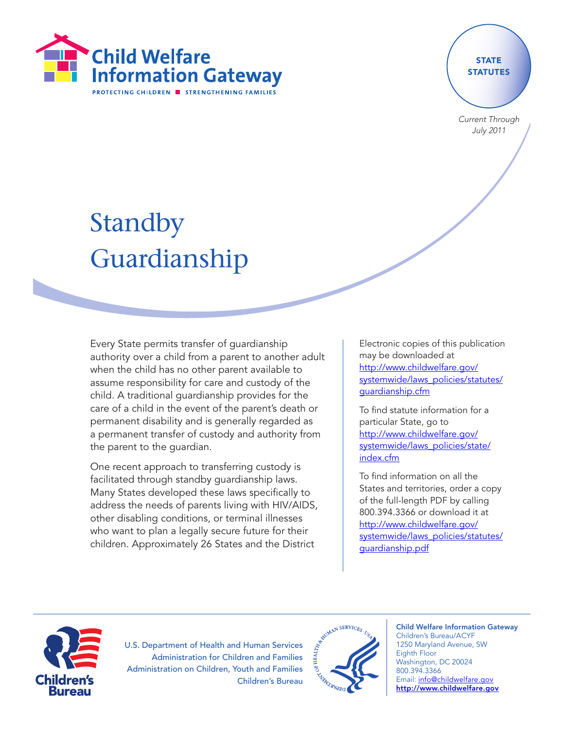Child Welfare Information Gateway

PROTECTING CHILDREN ■ STRENGTHENING FAMILIES

STATE STATUTES

*Current Through July 2011*

# Standby Guardianship

Every State permits transfer of guardianship authority over a child from a parent to another adult when the child has no other parent available to assume responsibility for care and custody of the child. A traditional guardianship provides for the care of a child in the event of the parent's death or permanent disability and is generally regarded as a permanent transfer of custody and authority from the parent to the guardian.

One recent approach to transferring custody is facilitated through standby guardianship laws. Many States developed these laws specifically to address the needs of parents living with HIV/AIDS, other disabling conditions, or terminal illnesses who want to plan a legally secure future for their children. Approximately 26 States and the District

Electronic copies of this publication may be downloaded at http://www.childwelfare.gov/systemwide/laws_policies/statutes/guardianship.cfm

To find statute information for a particular State, go to http://www.childwelfare.gov/systemwide/laws_policies/state/index.cfm

To find information on all the States and territories, order a copy of the full-length PDF by calling 800.394.3366 or download it at http://www.childwelfare.gov/systemwide/laws_policies/statutes/guardianship.pdf

Children's Bureau

U.S. Department of Health and Human Services
Administration for Children and Families
Administration on Children, Youth and Families
Children's Bureau

**Child Welfare Information Gateway**
Children's Bureau/ACYF
1250 Maryland Avenue, SW
Eighth Floor
Washington, DC 20024
800.394.3366
Email: info@childwelfare.gov
**http://www.childwelfare.gov**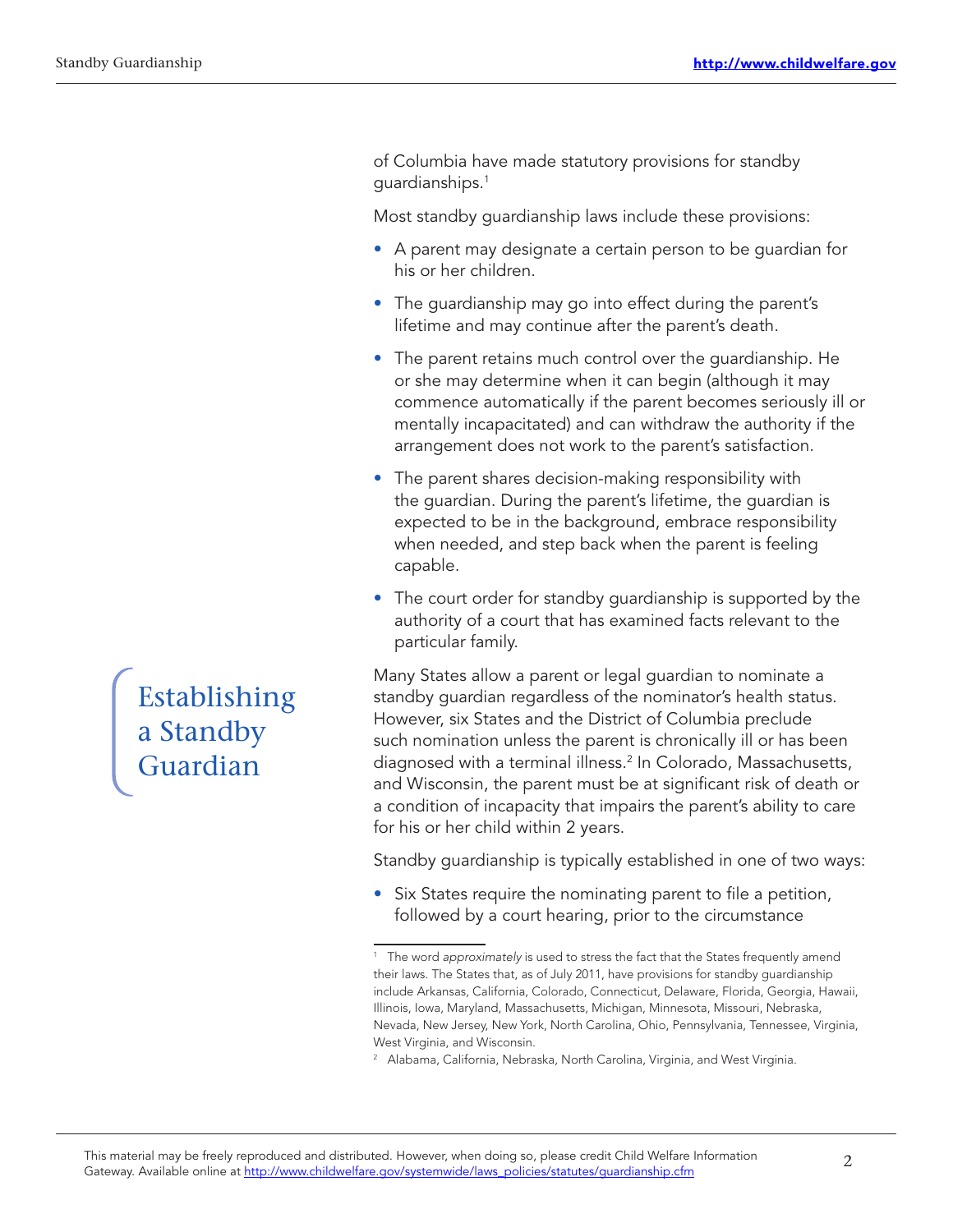of Columbia have made statutory provisions for standby guardianships.[1]

Most standby guardianship laws include these provisions:

- A parent may designate a certain person to be guardian for his or her children.
- The guardianship may go into effect during the parent's lifetime and may continue after the parent's death.
- The parent retains much control over the guardianship. He or she may determine when it can begin (although it may commence automatically if the parent becomes seriously ill or mentally incapacitated) and can withdraw the authority if the arrangement does not work to the parent's satisfaction.
- The parent shares decision-making responsibility with the guardian. During the parent's lifetime, the guardian is expected to be in the background, embrace responsibility when needed, and step back when the parent is feeling capable.
- The court order for standby guardianship is supported by the authority of a court that has examined facts relevant to the particular family.

## Establishing a Standby Guardian

Many States allow a parent or legal guardian to nominate a standby guardian regardless of the nominator's health status. However, six States and the District of Columbia preclude such nomination unless the parent is chronically ill or has been diagnosed with a terminal illness.[2] In Colorado, Massachusetts, and Wisconsin, the parent must be at significant risk of death or a condition of incapacity that impairs the parent's ability to care for his or her child within 2 years.

Standby guardianship is typically established in one of two ways:

- Six States require the nominating parent to file a petition, followed by a court hearing, prior to the circumstance

---

[1] The word *approximately* is used to stress the fact that the States frequently amend their laws. The States that, as of July 2011, have provisions for standby guardianship include Arkansas, California, Colorado, Connecticut, Delaware, Florida, Georgia, Hawaii, Illinois, Iowa, Maryland, Massachusetts, Michigan, Minnesota, Missouri, Nebraska, Nevada, New Jersey, New York, North Carolina, Ohio, Pennsylvania, Tennessee, Virginia, West Virginia, and Wisconsin.

[2] Alabama, California, Nebraska, North Carolina, Virginia, and West Virginia.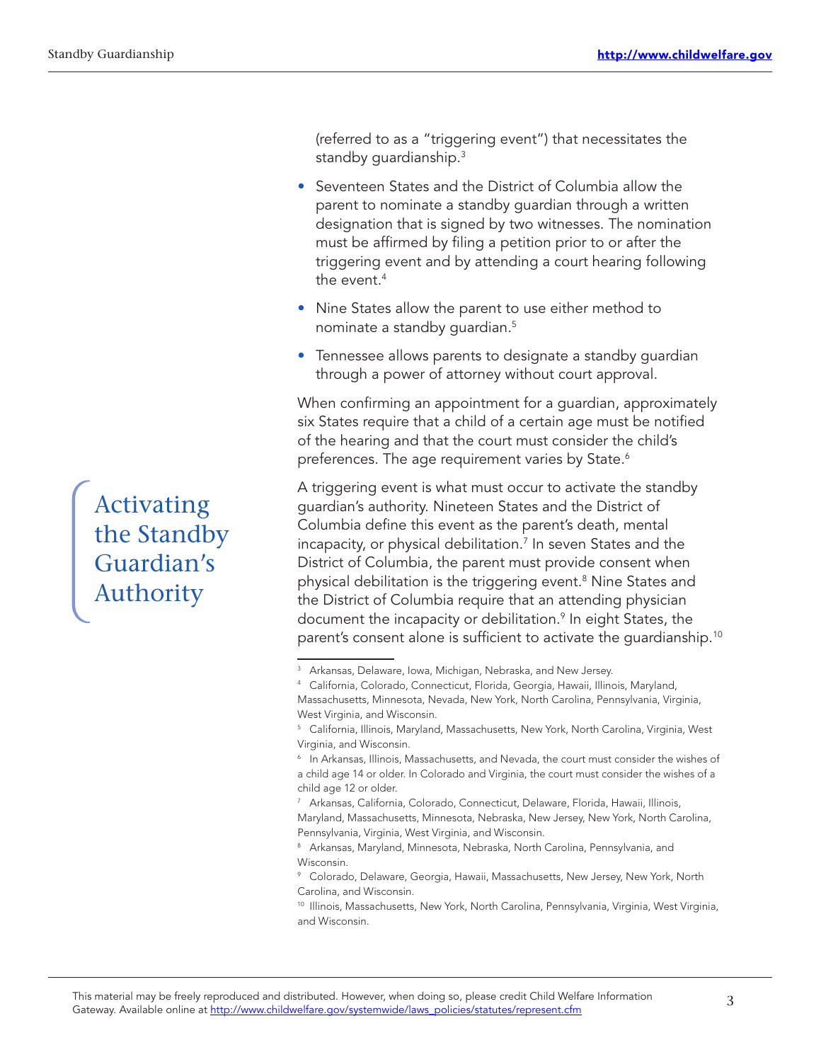(referred to as a "triggering event") that necessitates the standby guardianship.[3]

- Seventeen States and the District of Columbia allow the parent to nominate a standby guardian through a written designation that is signed by two witnesses. The nomination must be affirmed by filing a petition prior to or after the triggering event and by attending a court hearing following the event.[4]
- Nine States allow the parent to use either method to nominate a standby guardian.[5]
- Tennessee allows parents to designate a standby guardian through a power of attorney without court approval.

When confirming an appointment for a guardian, approximately six States require that a child of a certain age must be notified of the hearing and that the court must consider the child's preferences. The age requirement varies by State.[6]

## Activating the Standby Guardian's Authority

A triggering event is what must occur to activate the standby guardian's authority. Nineteen States and the District of Columbia define this event as the parent's death, mental incapacity, or physical debilitation.[7] In seven States and the District of Columbia, the parent must provide consent when physical debilitation is the triggering event.[8] Nine States and the District of Columbia require that an attending physician document the incapacity or debilitation.[9] In eight States, the parent's consent alone is sufficient to activate the guardianship.[10]

---

[3] Arkansas, Delaware, Iowa, Michigan, Nebraska, and New Jersey.

[4] California, Colorado, Connecticut, Florida, Georgia, Hawaii, Illinois, Maryland, Massachusetts, Minnesota, Nevada, New York, North Carolina, Pennsylvania, Virginia, West Virginia, and Wisconsin.

[5] California, Illinois, Maryland, Massachusetts, New York, North Carolina, Virginia, West Virginia, and Wisconsin.

[6] In Arkansas, Illinois, Massachusetts, and Nevada, the court must consider the wishes of a child age 14 or older. In Colorado and Virginia, the court must consider the wishes of a child age 12 or older.

[7] Arkansas, California, Colorado, Connecticut, Delaware, Florida, Hawaii, Illinois, Maryland, Massachusetts, Minnesota, Nebraska, New Jersey, New York, North Carolina, Pennsylvania, Virginia, West Virginia, and Wisconsin.

[8] Arkansas, Maryland, Minnesota, Nebraska, North Carolina, Pennsylvania, and Wisconsin.

[9] Colorado, Delaware, Georgia, Hawaii, Massachusetts, New Jersey, New York, North Carolina, and Wisconsin.

[10] Illinois, Massachusetts, New York, North Carolina, Pennsylvania, Virginia, West Virginia, and Wisconsin.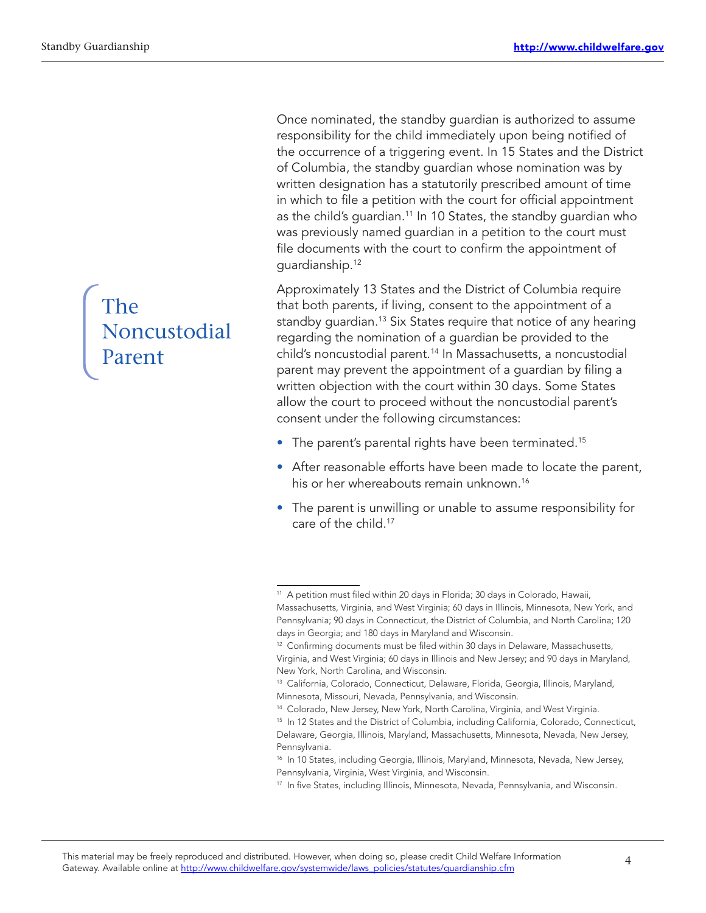Once nominated, the standby guardian is authorized to assume responsibility for the child immediately upon being notified of the occurrence of a triggering event. In 15 States and the District of Columbia, the standby guardian whose nomination was by written designation has a statutorily prescribed amount of time in which to file a petition with the court for official appointment as the child's guardian.[11] In 10 States, the standby guardian who was previously named guardian in a petition to the court must file documents with the court to confirm the appointment of guardianship.[12]

## The Noncustodial Parent

Approximately 13 States and the District of Columbia require that both parents, if living, consent to the appointment of a standby guardian.[13] Six States require that notice of any hearing regarding the nomination of a guardian be provided to the child's noncustodial parent.[14] In Massachusetts, a noncustodial parent may prevent the appointment of a guardian by filing a written objection with the court within 30 days. Some States allow the court to proceed without the noncustodial parent's consent under the following circumstances:

- The parent's parental rights have been terminated.[15]
- After reasonable efforts have been made to locate the parent, his or her whereabouts remain unknown.[16]
- The parent is unwilling or unable to assume responsibility for care of the child.[17]

---

[11] A petition must filed within 20 days in Florida; 30 days in Colorado, Hawaii, Massachusetts, Virginia, and West Virginia; 60 days in Illinois, Minnesota, New York, and Pennsylvania; 90 days in Connecticut, the District of Columbia, and North Carolina; 120 days in Georgia; and 180 days in Maryland and Wisconsin.

[12] Confirming documents must be filed within 30 days in Delaware, Massachusetts, Virginia, and West Virginia; 60 days in Illinois and New Jersey; and 90 days in Maryland, New York, North Carolina, and Wisconsin.

[13] California, Colorado, Connecticut, Delaware, Florida, Georgia, Illinois, Maryland, Minnesota, Missouri, Nevada, Pennsylvania, and Wisconsin.

[14] Colorado, New Jersey, New York, North Carolina, Virginia, and West Virginia.

[15] In 12 States and the District of Columbia, including California, Colorado, Connecticut, Delaware, Georgia, Illinois, Maryland, Massachusetts, Minnesota, Nevada, New Jersey, Pennsylvania.

[16] In 10 States, including Georgia, Illinois, Maryland, Minnesota, Nevada, New Jersey, Pennsylvania, Virginia, West Virginia, and Wisconsin.

[17] In five States, including Illinois, Minnesota, Nevada, Pennsylvania, and Wisconsin.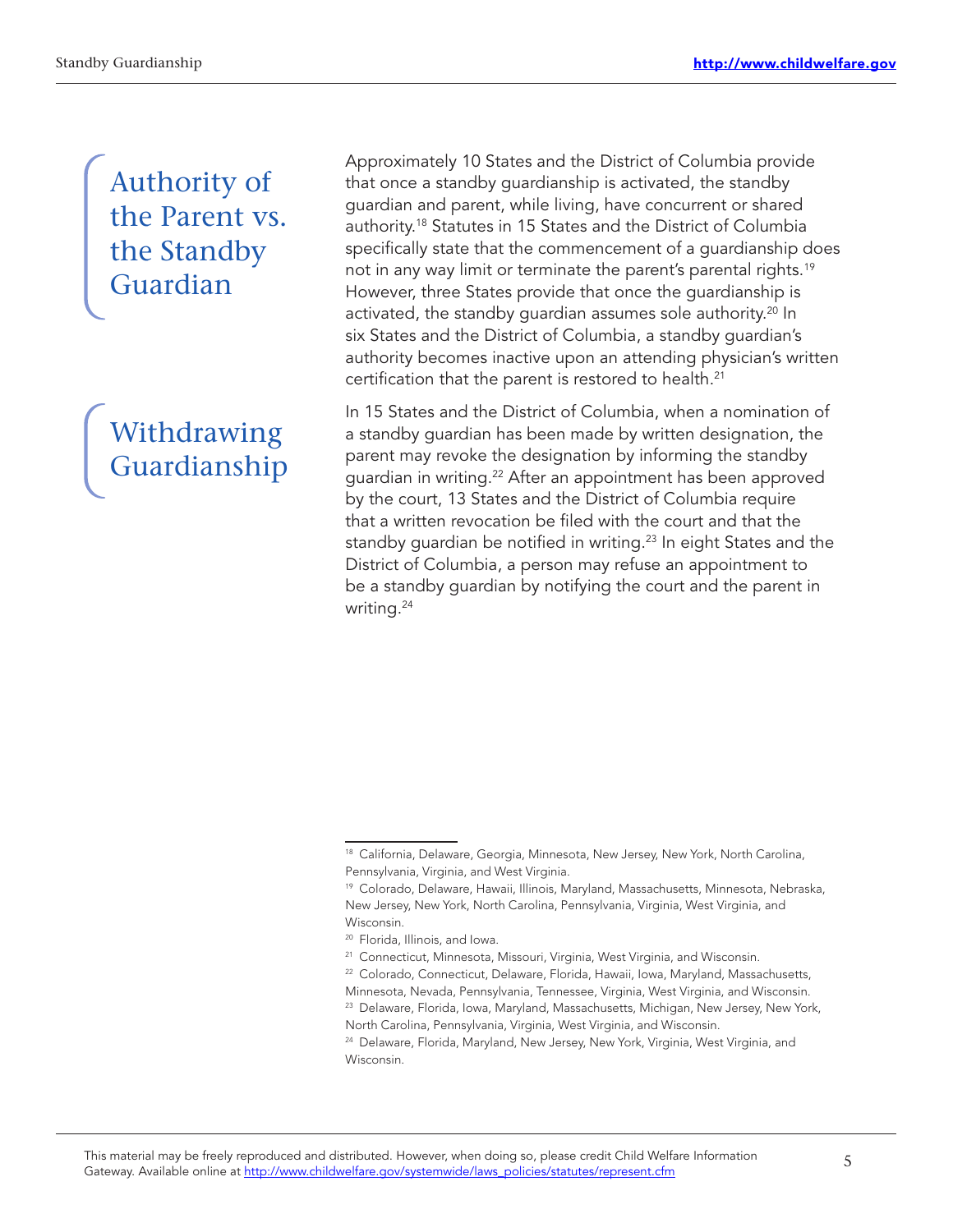## Authority of the Parent vs. the Standby Guardian

Approximately 10 States and the District of Columbia provide that once a standby guardianship is activated, the standby guardian and parent, while living, have concurrent or shared authority.[18] Statutes in 15 States and the District of Columbia specifically state that the commencement of a guardianship does not in any way limit or terminate the parent's parental rights.[19] However, three States provide that once the guardianship is activated, the standby guardian assumes sole authority.[20] In six States and the District of Columbia, a standby guardian's authority becomes inactive upon an attending physician's written certification that the parent is restored to health.[21]

## Withdrawing Guardianship

In 15 States and the District of Columbia, when a nomination of a standby guardian has been made by written designation, the parent may revoke the designation by informing the standby guardian in writing.[22] After an appointment has been approved by the court, 13 States and the District of Columbia require that a written revocation be filed with the court and that the standby guardian be notified in writing.[23] In eight States and the District of Columbia, a person may refuse an appointment to be a standby guardian by notifying the court and the parent in writing.[24]

---

[18] California, Delaware, Georgia, Minnesota, New Jersey, New York, North Carolina, Pennsylvania, Virginia, and West Virginia.

[19] Colorado, Delaware, Hawaii, Illinois, Maryland, Massachusetts, Minnesota, Nebraska, New Jersey, New York, North Carolina, Pennsylvania, Virginia, West Virginia, and Wisconsin.

[20] Florida, Illinois, and Iowa.

[21] Connecticut, Minnesota, Missouri, Virginia, West Virginia, and Wisconsin.

[22] Colorado, Connecticut, Delaware, Florida, Hawaii, Iowa, Maryland, Massachusetts, Minnesota, Nevada, Pennsylvania, Tennessee, Virginia, West Virginia, and Wisconsin.

[23] Delaware, Florida, Iowa, Maryland, Massachusetts, Michigan, New Jersey, New York, North Carolina, Pennsylvania, Virginia, West Virginia, and Wisconsin.

[24] Delaware, Florida, Maryland, New Jersey, New York, Virginia, West Virginia, and Wisconsin.

This material may be freely reproduced and distributed. However, when doing so, please credit Child Welfare Information Gateway. Available online at http://www.childwelfare.gov/systemwide/laws_policies/statutes/represent.cfm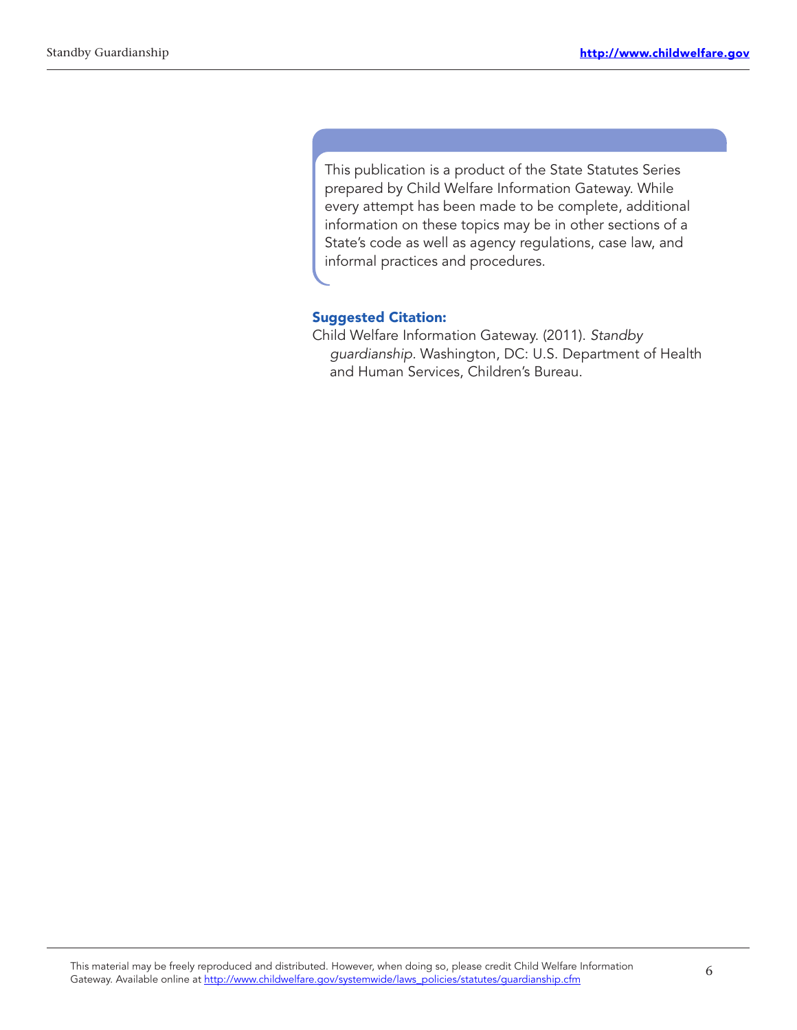This publication is a product of the State Statutes Series prepared by Child Welfare Information Gateway. While every attempt has been made to be complete, additional information on these topics may be in other sections of a State's code as well as agency regulations, case law, and informal practices and procedures.

**Suggested Citation:**

Child Welfare Information Gateway. (2011). *Standby guardianship*. Washington, DC: U.S. Department of Health and Human Services, Children's Bureau.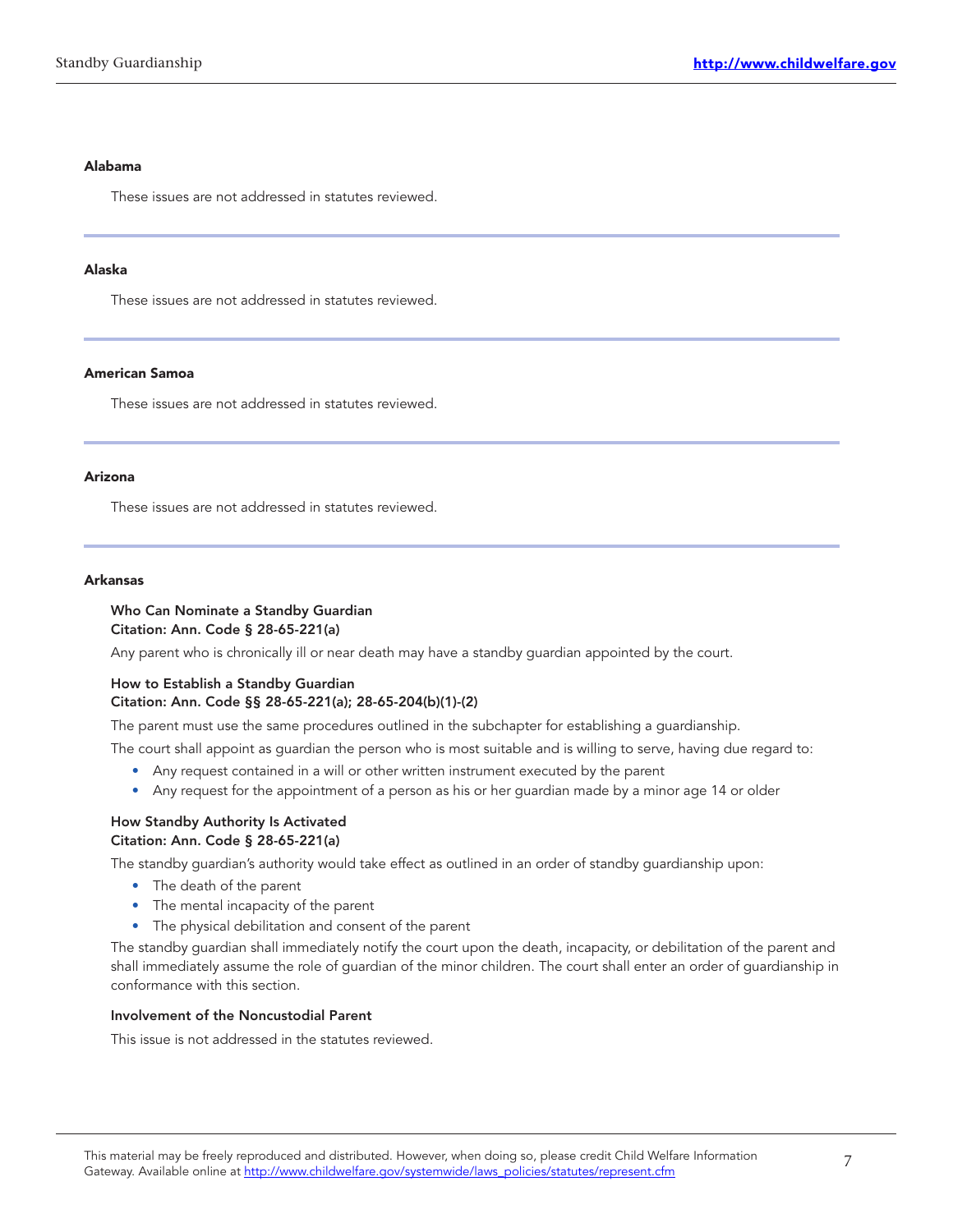### Alabama

These issues are not addressed in statutes reviewed.

---

### Alaska

These issues are not addressed in statutes reviewed.

---

### American Samoa

These issues are not addressed in statutes reviewed.

---

### Arizona

These issues are not addressed in statutes reviewed.

---

### Arkansas

**Who Can Nominate a Standby Guardian**
**Citation: Ann. Code § 28-65-221(a)**

Any parent who is chronically ill or near death may have a standby guardian appointed by the court.

**How to Establish a Standby Guardian**
**Citation: Ann. Code §§ 28-65-221(a); 28-65-204(b)(1)-(2)**

The parent must use the same procedures outlined in the subchapter for establishing a guardianship.

The court shall appoint as guardian the person who is most suitable and is willing to serve, having due regard to:

- Any request contained in a will or other written instrument executed by the parent
- Any request for the appointment of a person as his or her guardian made by a minor age 14 or older

**How Standby Authority Is Activated**
**Citation: Ann. Code § 28-65-221(a)**

The standby guardian's authority would take effect as outlined in an order of standby guardianship upon:

- The death of the parent
- The mental incapacity of the parent
- The physical debilitation and consent of the parent

The standby guardian shall immediately notify the court upon the death, incapacity, or debilitation of the parent and shall immediately assume the role of guardian of the minor children. The court shall enter an order of guardianship in conformance with this section.

**Involvement of the Noncustodial Parent**

This issue is not addressed in the statutes reviewed.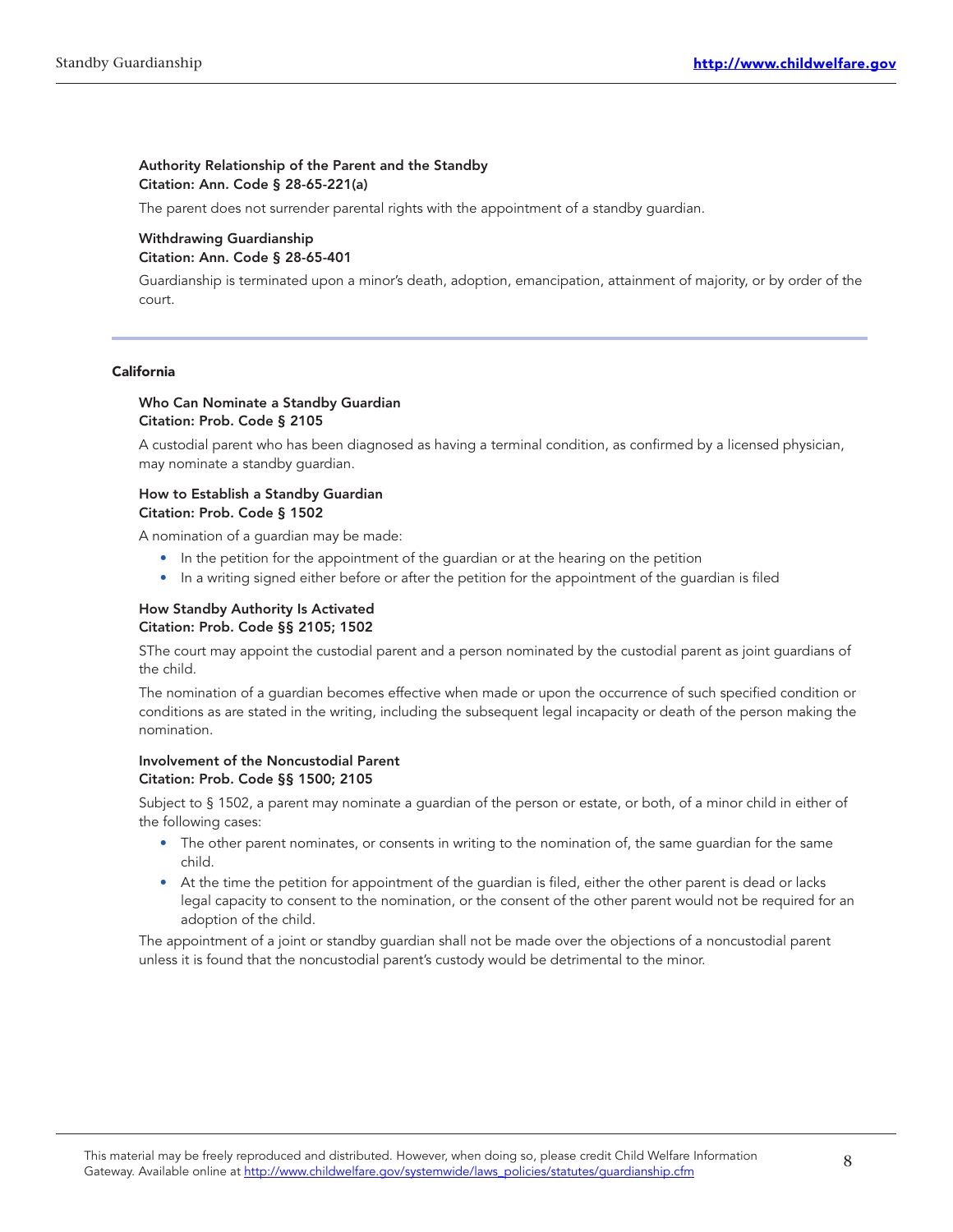**Authority Relationship of the Parent and the Standby**
**Citation: Ann. Code § 28-65-221(a)**

The parent does not surrender parental rights with the appointment of a standby guardian.

**Withdrawing Guardianship**
**Citation: Ann. Code § 28-65-401**

Guardianship is terminated upon a minor's death, adoption, emancipation, attainment of majority, or by order of the court.

## California

**Who Can Nominate a Standby Guardian**
**Citation: Prob. Code § 2105**

A custodial parent who has been diagnosed as having a terminal condition, as confirmed by a licensed physician, may nominate a standby guardian.

**How to Establish a Standby Guardian**
**Citation: Prob. Code § 1502**

A nomination of a guardian may be made:

- In the petition for the appointment of the guardian or at the hearing on the petition
- In a writing signed either before or after the petition for the appointment of the guardian is filed

**How Standby Authority Is Activated**
**Citation: Prob. Code §§ 2105; 1502**

SThe court may appoint the custodial parent and a person nominated by the custodial parent as joint guardians of the child.

The nomination of a guardian becomes effective when made or upon the occurrence of such specified condition or conditions as are stated in the writing, including the subsequent legal incapacity or death of the person making the nomination.

**Involvement of the Noncustodial Parent**
**Citation: Prob. Code §§ 1500; 2105**

Subject to § 1502, a parent may nominate a guardian of the person or estate, or both, of a minor child in either of the following cases:

- The other parent nominates, or consents in writing to the nomination of, the same guardian for the same child.
- At the time the petition for appointment of the guardian is filed, either the other parent is dead or lacks legal capacity to consent to the nomination, or the consent of the other parent would not be required for an adoption of the child.

The appointment of a joint or standby guardian shall not be made over the objections of a noncustodial parent unless it is found that the noncustodial parent's custody would be detrimental to the minor.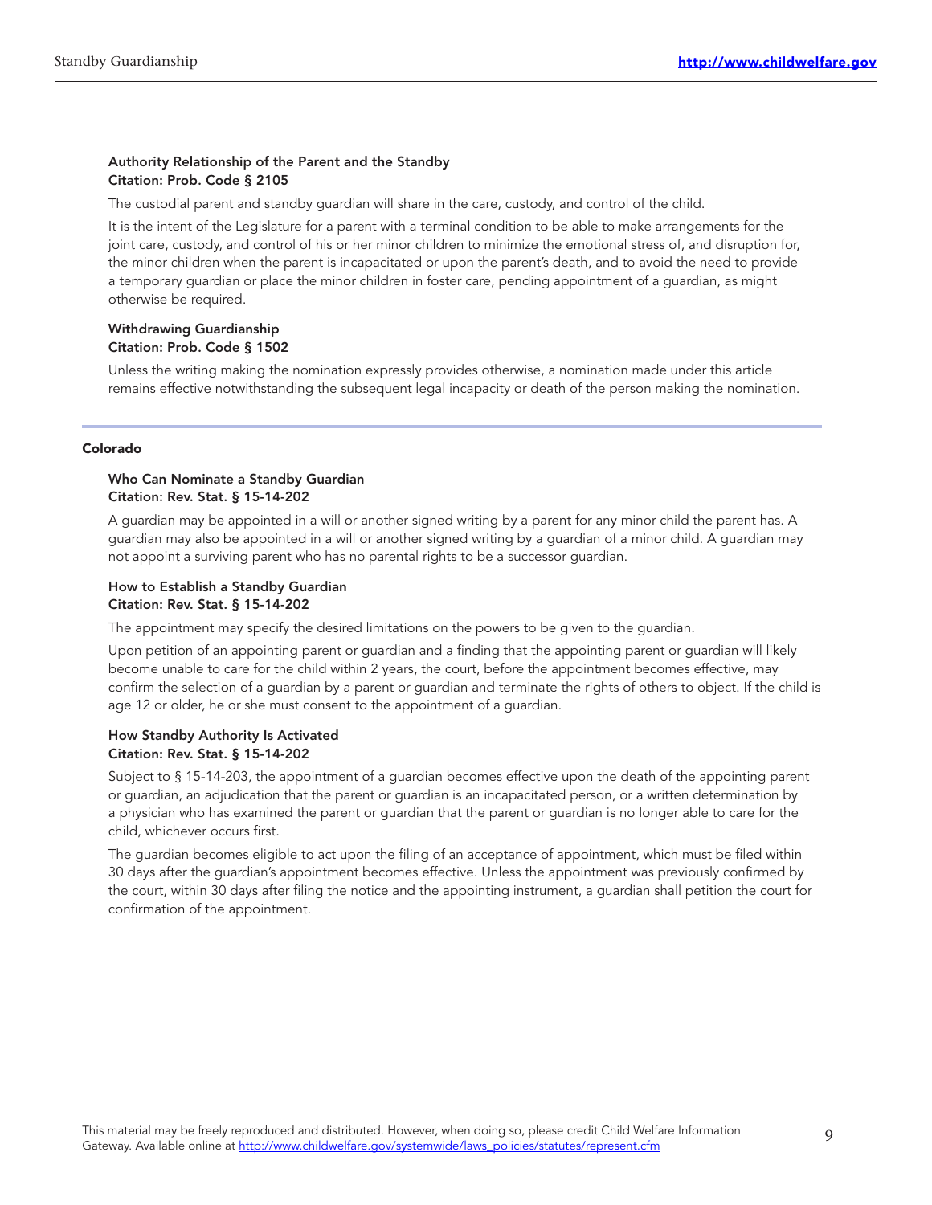**Authority Relationship of the Parent and the Standby**
**Citation: Prob. Code § 2105**

The custodial parent and standby guardian will share in the care, custody, and control of the child.

It is the intent of the Legislature for a parent with a terminal condition to be able to make arrangements for the joint care, custody, and control of his or her minor children to minimize the emotional stress of, and disruption for, the minor children when the parent is incapacitated or upon the parent's death, and to avoid the need to provide a temporary guardian or place the minor children in foster care, pending appointment of a guardian, as might otherwise be required.

**Withdrawing Guardianship**
**Citation: Prob. Code § 1502**

Unless the writing making the nomination expressly provides otherwise, a nomination made under this article remains effective notwithstanding the subsequent legal incapacity or death of the person making the nomination.

## Colorado

**Who Can Nominate a Standby Guardian**
**Citation: Rev. Stat. § 15-14-202**

A guardian may be appointed in a will or another signed writing by a parent for any minor child the parent has. A guardian may also be appointed in a will or another signed writing by a guardian of a minor child. A guardian may not appoint a surviving parent who has no parental rights to be a successor guardian.

**How to Establish a Standby Guardian**
**Citation: Rev. Stat. § 15-14-202**

The appointment may specify the desired limitations on the powers to be given to the guardian.

Upon petition of an appointing parent or guardian and a finding that the appointing parent or guardian will likely become unable to care for the child within 2 years, the court, before the appointment becomes effective, may confirm the selection of a guardian by a parent or guardian and terminate the rights of others to object. If the child is age 12 or older, he or she must consent to the appointment of a guardian.

**How Standby Authority Is Activated**
**Citation: Rev. Stat. § 15-14-202**

Subject to § 15-14-203, the appointment of a guardian becomes effective upon the death of the appointing parent or guardian, an adjudication that the parent or guardian is an incapacitated person, or a written determination by a physician who has examined the parent or guardian that the parent or guardian is no longer able to care for the child, whichever occurs first.

The guardian becomes eligible to act upon the filing of an acceptance of appointment, which must be filed within 30 days after the guardian's appointment becomes effective. Unless the appointment was previously confirmed by the court, within 30 days after filing the notice and the appointing instrument, a guardian shall petition the court for confirmation of the appointment.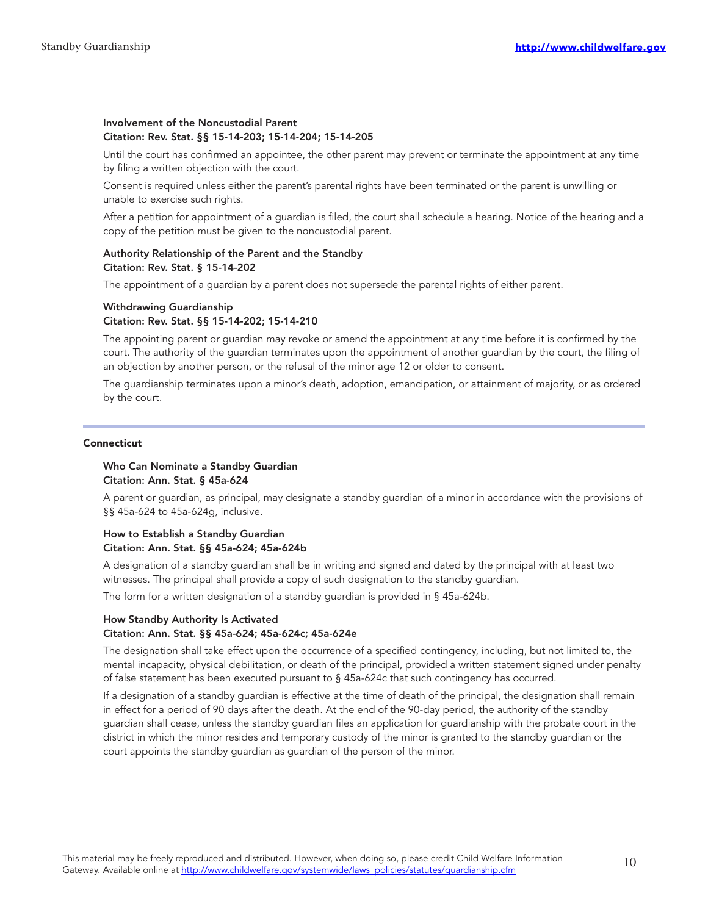**Involvement of the Noncustodial Parent**
**Citation: Rev. Stat. §§ 15-14-203; 15-14-204; 15-14-205**

Until the court has confirmed an appointee, the other parent may prevent or terminate the appointment at any time by filing a written objection with the court.

Consent is required unless either the parent's parental rights have been terminated or the parent is unwilling or unable to exercise such rights.

After a petition for appointment of a guardian is filed, the court shall schedule a hearing. Notice of the hearing and a copy of the petition must be given to the noncustodial parent.

**Authority Relationship of the Parent and the Standby**
**Citation: Rev. Stat. § 15-14-202**

The appointment of a guardian by a parent does not supersede the parental rights of either parent.

**Withdrawing Guardianship**
**Citation: Rev. Stat. §§ 15-14-202; 15-14-210**

The appointing parent or guardian may revoke or amend the appointment at any time before it is confirmed by the court. The authority of the guardian terminates upon the appointment of another guardian by the court, the filing of an objection by another person, or the refusal of the minor age 12 or older to consent.

The guardianship terminates upon a minor's death, adoption, emancipation, or attainment of majority, or as ordered by the court.

---

## Connecticut

**Who Can Nominate a Standby Guardian**
**Citation: Ann. Stat. § 45a-624**

A parent or guardian, as principal, may designate a standby guardian of a minor in accordance with the provisions of §§ 45a-624 to 45a-624g, inclusive.

**How to Establish a Standby Guardian**
**Citation: Ann. Stat. §§ 45a-624; 45a-624b**

A designation of a standby guardian shall be in writing and signed and dated by the principal with at least two witnesses. The principal shall provide a copy of such designation to the standby guardian.

The form for a written designation of a standby guardian is provided in § 45a-624b.

**How Standby Authority Is Activated**
**Citation: Ann. Stat. §§ 45a-624; 45a-624c; 45a-624e**

The designation shall take effect upon the occurrence of a specified contingency, including, but not limited to, the mental incapacity, physical debilitation, or death of the principal, provided a written statement signed under penalty of false statement has been executed pursuant to § 45a-624c that such contingency has occurred.

If a designation of a standby guardian is effective at the time of death of the principal, the designation shall remain in effect for a period of 90 days after the death. At the end of the 90-day period, the authority of the standby guardian shall cease, unless the standby guardian files an application for guardianship with the probate court in the district in which the minor resides and temporary custody of the minor is granted to the standby guardian or the court appoints the standby guardian as guardian of the person of the minor.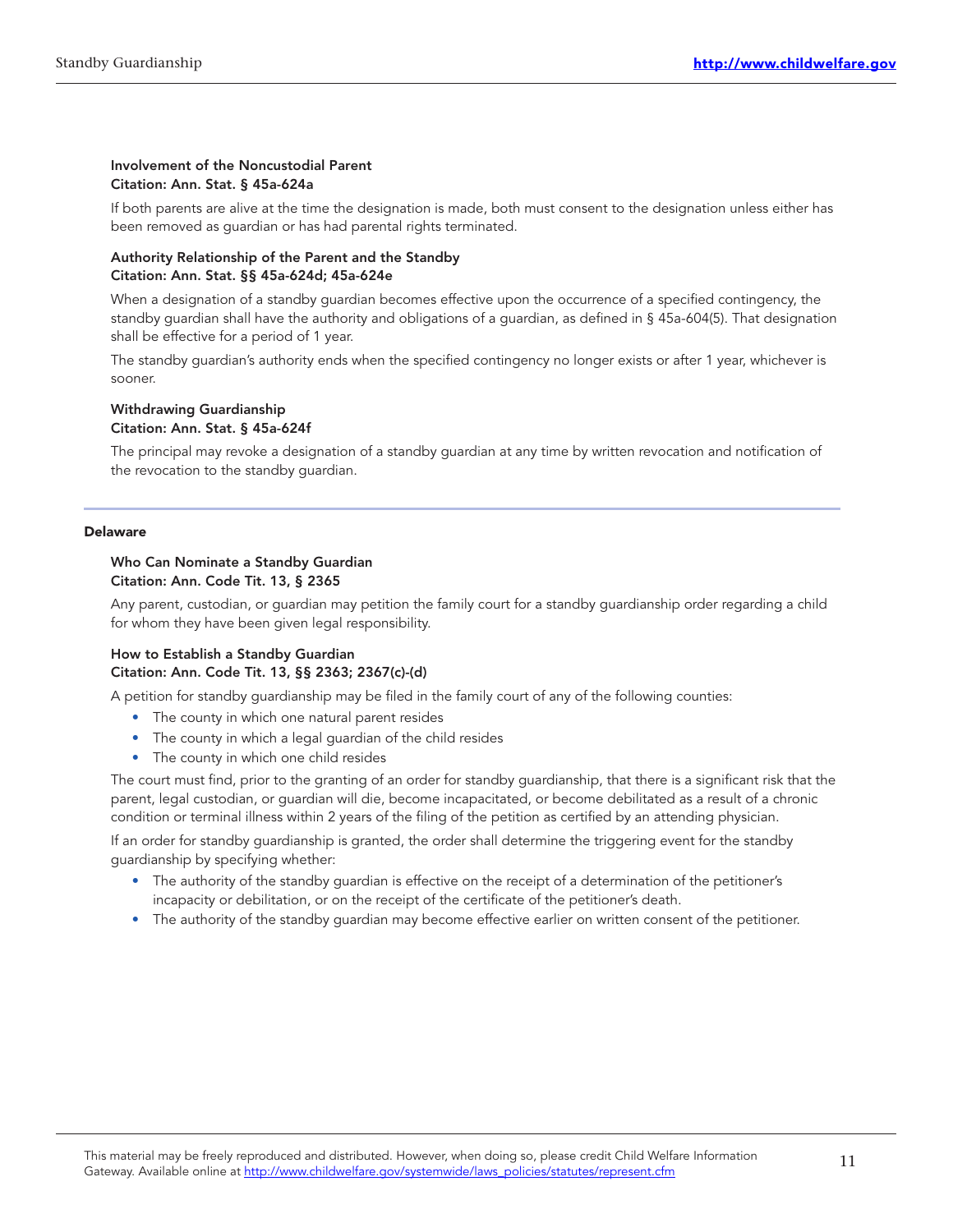**Involvement of the Noncustodial Parent**
**Citation: Ann. Stat. § 45a-624a**

If both parents are alive at the time the designation is made, both must consent to the designation unless either has been removed as guardian or has had parental rights terminated.

**Authority Relationship of the Parent and the Standby**
**Citation: Ann. Stat. §§ 45a-624d; 45a-624e**

When a designation of a standby guardian becomes effective upon the occurrence of a specified contingency, the standby guardian shall have the authority and obligations of a guardian, as defined in § 45a-604(5). That designation shall be effective for a period of 1 year.

The standby guardian's authority ends when the specified contingency no longer exists or after 1 year, whichever is sooner.

**Withdrawing Guardianship**
**Citation: Ann. Stat. § 45a-624f**

The principal may revoke a designation of a standby guardian at any time by written revocation and notification of the revocation to the standby guardian.

---

## Delaware

**Who Can Nominate a Standby Guardian**
**Citation: Ann. Code Tit. 13, § 2365**

Any parent, custodian, or guardian may petition the family court for a standby guardianship order regarding a child for whom they have been given legal responsibility.

**How to Establish a Standby Guardian**
**Citation: Ann. Code Tit. 13, §§ 2363; 2367(c)-(d)**

A petition for standby guardianship may be filed in the family court of any of the following counties:

- The county in which one natural parent resides
- The county in which a legal guardian of the child resides
- The county in which one child resides

The court must find, prior to the granting of an order for standby guardianship, that there is a significant risk that the parent, legal custodian, or guardian will die, become incapacitated, or become debilitated as a result of a chronic condition or terminal illness within 2 years of the filing of the petition as certified by an attending physician.

If an order for standby guardianship is granted, the order shall determine the triggering event for the standby guardianship by specifying whether:

- The authority of the standby guardian is effective on the receipt of a determination of the petitioner's incapacity or debilitation, or on the receipt of the certificate of the petitioner's death.
- The authority of the standby guardian may become effective earlier on written consent of the petitioner.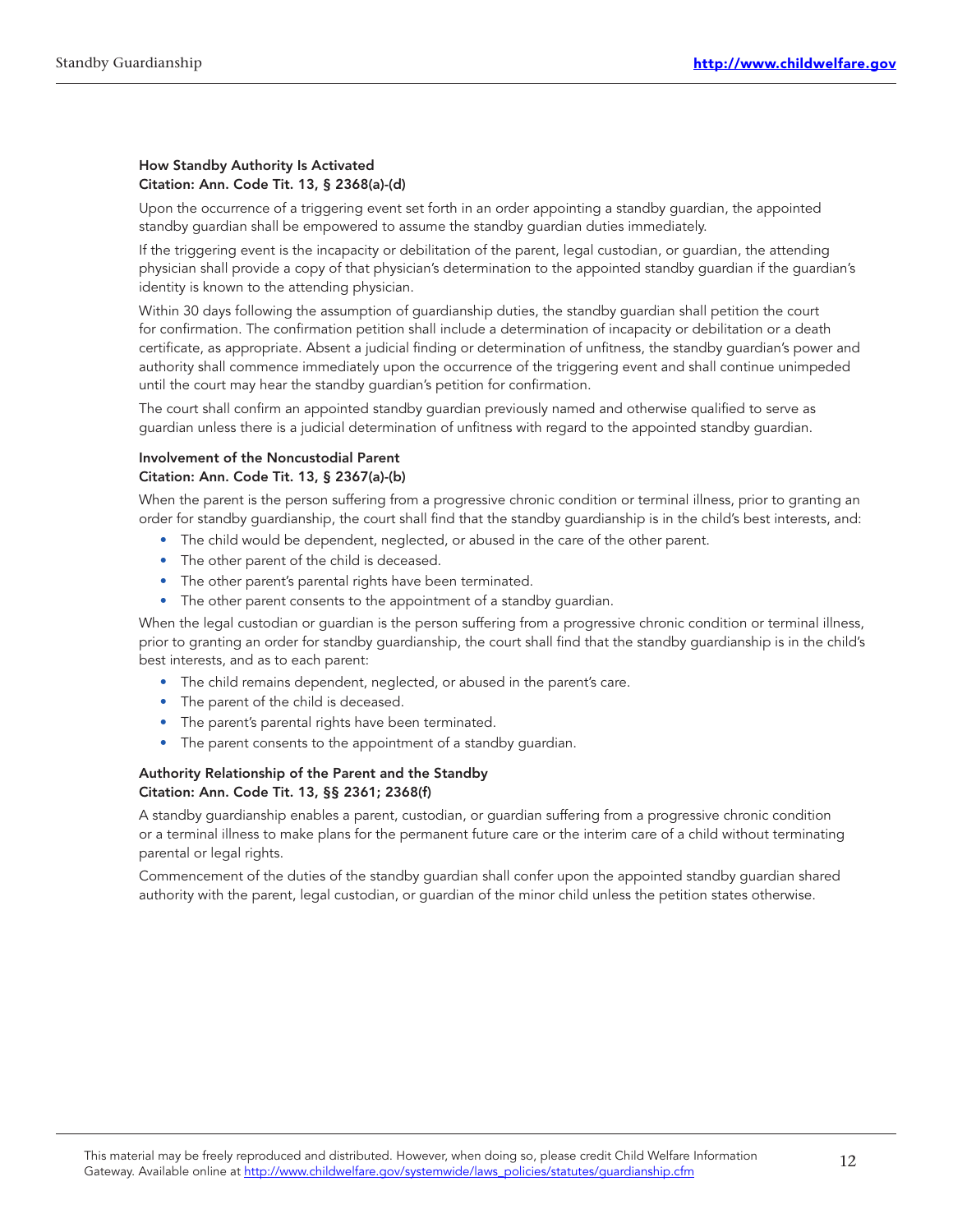**How Standby Authority Is Activated**
**Citation: Ann. Code Tit. 13, § 2368(a)-(d)**

Upon the occurrence of a triggering event set forth in an order appointing a standby guardian, the appointed standby guardian shall be empowered to assume the standby guardian duties immediately.

If the triggering event is the incapacity or debilitation of the parent, legal custodian, or guardian, the attending physician shall provide a copy of that physician's determination to the appointed standby guardian if the guardian's identity is known to the attending physician.

Within 30 days following the assumption of guardianship duties, the standby guardian shall petition the court for confirmation. The confirmation petition shall include a determination of incapacity or debilitation or a death certificate, as appropriate. Absent a judicial finding or determination of unfitness, the standby guardian's power and authority shall commence immediately upon the occurrence of the triggering event and shall continue unimpeded until the court may hear the standby guardian's petition for confirmation.

The court shall confirm an appointed standby guardian previously named and otherwise qualified to serve as guardian unless there is a judicial determination of unfitness with regard to the appointed standby guardian.

**Involvement of the Noncustodial Parent**
**Citation: Ann. Code Tit. 13, § 2367(a)-(b)**

When the parent is the person suffering from a progressive chronic condition or terminal illness, prior to granting an order for standby guardianship, the court shall find that the standby guardianship is in the child's best interests, and:

- The child would be dependent, neglected, or abused in the care of the other parent.
- The other parent of the child is deceased.
- The other parent's parental rights have been terminated.
- The other parent consents to the appointment of a standby guardian.

When the legal custodian or guardian is the person suffering from a progressive chronic condition or terminal illness, prior to granting an order for standby guardianship, the court shall find that the standby guardianship is in the child's best interests, and as to each parent:

- The child remains dependent, neglected, or abused in the parent's care.
- The parent of the child is deceased.
- The parent's parental rights have been terminated.
- The parent consents to the appointment of a standby guardian.

**Authority Relationship of the Parent and the Standby**
**Citation: Ann. Code Tit. 13, §§ 2361; 2368(f)**

A standby guardianship enables a parent, custodian, or guardian suffering from a progressive chronic condition or a terminal illness to make plans for the permanent future care or the interim care of a child without terminating parental or legal rights.

Commencement of the duties of the standby guardian shall confer upon the appointed standby guardian shared authority with the parent, legal custodian, or guardian of the minor child unless the petition states otherwise.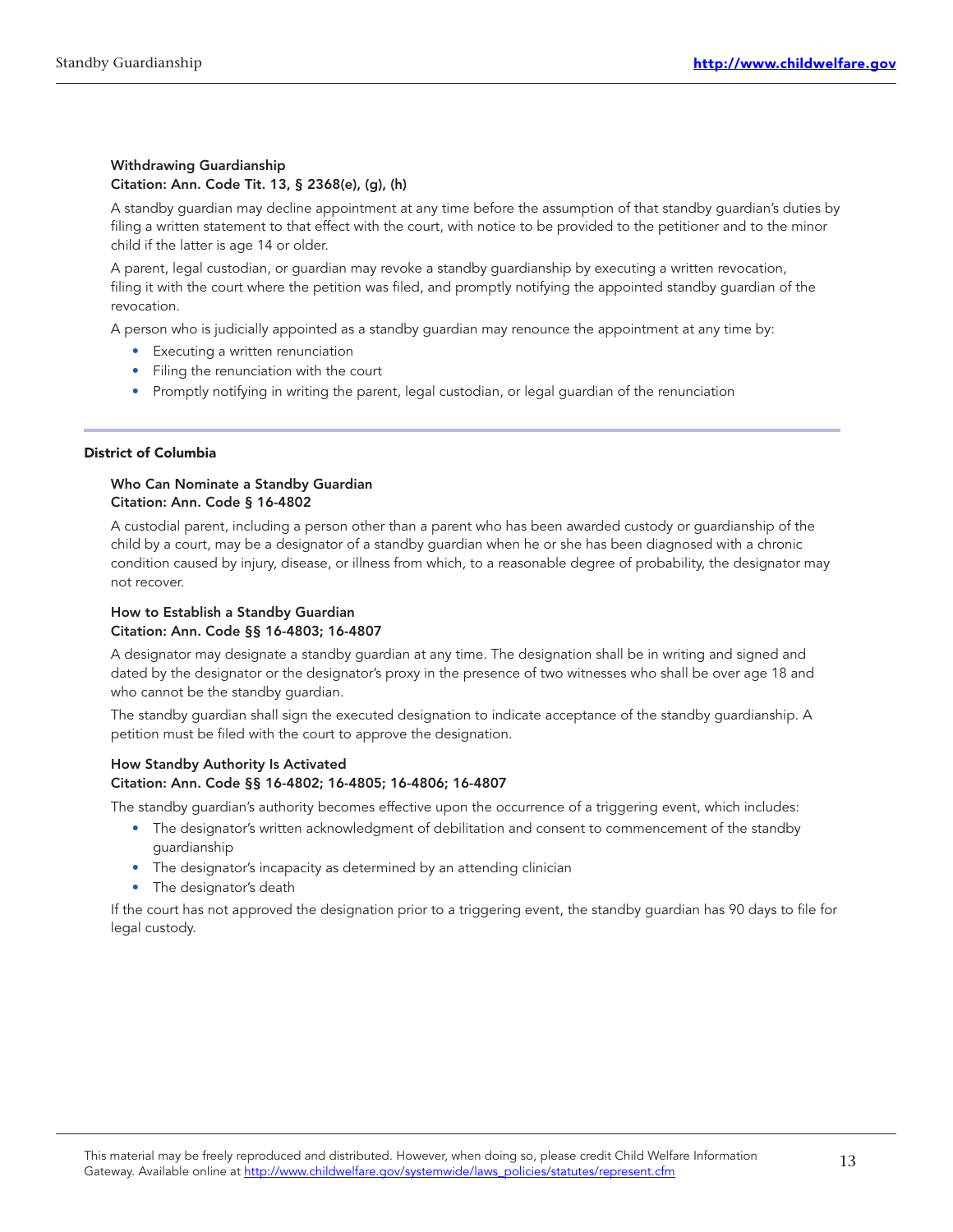**Withdrawing Guardianship**
**Citation: Ann. Code Tit. 13, § 2368(e), (g), (h)**

A standby guardian may decline appointment at any time before the assumption of that standby guardian's duties by filing a written statement to that effect with the court, with notice to be provided to the petitioner and to the minor child if the latter is age 14 or older.

A parent, legal custodian, or guardian may revoke a standby guardianship by executing a written revocation, filing it with the court where the petition was filed, and promptly notifying the appointed standby guardian of the revocation.

A person who is judicially appointed as a standby guardian may renounce the appointment at any time by:

- Executing a written renunciation
- Filing the renunciation with the court
- Promptly notifying in writing the parent, legal custodian, or legal guardian of the renunciation

## District of Columbia

**Who Can Nominate a Standby Guardian**
**Citation: Ann. Code § 16-4802**

A custodial parent, including a person other than a parent who has been awarded custody or guardianship of the child by a court, may be a designator of a standby guardian when he or she has been diagnosed with a chronic condition caused by injury, disease, or illness from which, to a reasonable degree of probability, the designator may not recover.

**How to Establish a Standby Guardian**
**Citation: Ann. Code §§ 16-4803; 16-4807**

A designator may designate a standby guardian at any time. The designation shall be in writing and signed and dated by the designator or the designator's proxy in the presence of two witnesses who shall be over age 18 and who cannot be the standby guardian.

The standby guardian shall sign the executed designation to indicate acceptance of the standby guardianship. A petition must be filed with the court to approve the designation.

**How Standby Authority Is Activated**
**Citation: Ann. Code §§ 16-4802; 16-4805; 16-4806; 16-4807**

The standby guardian's authority becomes effective upon the occurrence of a triggering event, which includes:

- The designator's written acknowledgment of debilitation and consent to commencement of the standby guardianship
- The designator's incapacity as determined by an attending clinician
- The designator's death

If the court has not approved the designation prior to a triggering event, the standby guardian has 90 days to file for legal custody.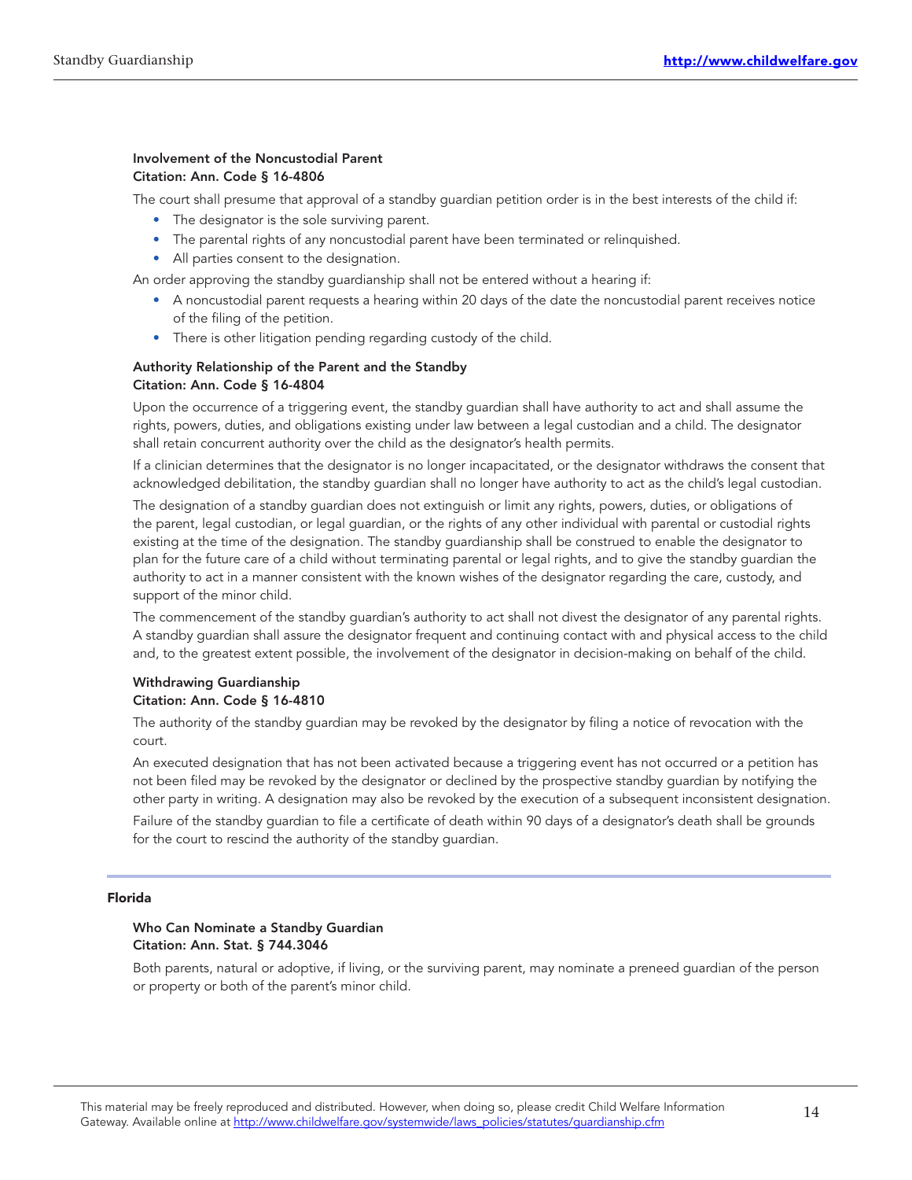**Involvement of the Noncustodial Parent**
**Citation: Ann. Code § 16-4806**

The court shall presume that approval of a standby guardian petition order is in the best interests of the child if:

- The designator is the sole surviving parent.
- The parental rights of any noncustodial parent have been terminated or relinquished.
- All parties consent to the designation.

An order approving the standby guardianship shall not be entered without a hearing if:

- A noncustodial parent requests a hearing within 20 days of the date the noncustodial parent receives notice of the filing of the petition.
- There is other litigation pending regarding custody of the child.

**Authority Relationship of the Parent and the Standby**
**Citation: Ann. Code § 16-4804**

Upon the occurrence of a triggering event, the standby guardian shall have authority to act and shall assume the rights, powers, duties, and obligations existing under law between a legal custodian and a child. The designator shall retain concurrent authority over the child as the designator's health permits.

If a clinician determines that the designator is no longer incapacitated, or the designator withdraws the consent that acknowledged debilitation, the standby guardian shall no longer have authority to act as the child's legal custodian.

The designation of a standby guardian does not extinguish or limit any rights, powers, duties, or obligations of the parent, legal custodian, or legal guardian, or the rights of any other individual with parental or custodial rights existing at the time of the designation. The standby guardianship shall be construed to enable the designator to plan for the future care of a child without terminating parental or legal rights, and to give the standby guardian the authority to act in a manner consistent with the known wishes of the designator regarding the care, custody, and support of the minor child.

The commencement of the standby guardian's authority to act shall not divest the designator of any parental rights. A standby guardian shall assure the designator frequent and continuing contact with and physical access to the child and, to the greatest extent possible, the involvement of the designator in decision-making on behalf of the child.

**Withdrawing Guardianship**
**Citation: Ann. Code § 16-4810**

The authority of the standby guardian may be revoked by the designator by filing a notice of revocation with the court.

An executed designation that has not been activated because a triggering event has not occurred or a petition has not been filed may be revoked by the designator or declined by the prospective standby guardian by notifying the other party in writing. A designation may also be revoked by the execution of a subsequent inconsistent designation.

Failure of the standby guardian to file a certificate of death within 90 days of a designator's death shall be grounds for the court to rescind the authority of the standby guardian.

## Florida

**Who Can Nominate a Standby Guardian**
**Citation: Ann. Stat. § 744.3046**

Both parents, natural or adoptive, if living, or the surviving parent, may nominate a preneed guardian of the person or property or both of the parent's minor child.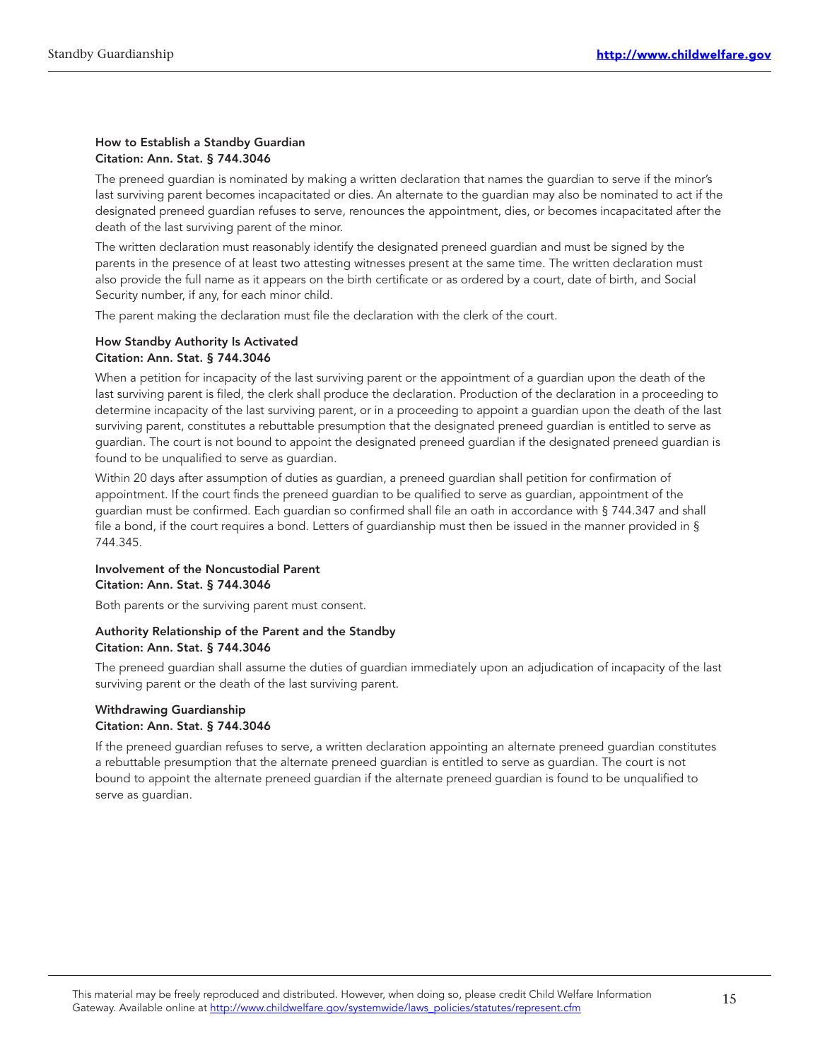**How to Establish a Standby Guardian**
**Citation: Ann. Stat. § 744.3046**

The preneed guardian is nominated by making a written declaration that names the guardian to serve if the minor's last surviving parent becomes incapacitated or dies. An alternate to the guardian may also be nominated to act if the designated preneed guardian refuses to serve, renounces the appointment, dies, or becomes incapacitated after the death of the last surviving parent of the minor.

The written declaration must reasonably identify the designated preneed guardian and must be signed by the parents in the presence of at least two attesting witnesses present at the same time. The written declaration must also provide the full name as it appears on the birth certificate or as ordered by a court, date of birth, and Social Security number, if any, for each minor child.

The parent making the declaration must file the declaration with the clerk of the court.

**How Standby Authority Is Activated**
**Citation: Ann. Stat. § 744.3046**

When a petition for incapacity of the last surviving parent or the appointment of a guardian upon the death of the last surviving parent is filed, the clerk shall produce the declaration. Production of the declaration in a proceeding to determine incapacity of the last surviving parent, or in a proceeding to appoint a guardian upon the death of the last surviving parent, constitutes a rebuttable presumption that the designated preneed guardian is entitled to serve as guardian. The court is not bound to appoint the designated preneed guardian if the designated preneed guardian is found to be unqualified to serve as guardian.

Within 20 days after assumption of duties as guardian, a preneed guardian shall petition for confirmation of appointment. If the court finds the preneed guardian to be qualified to serve as guardian, appointment of the guardian must be confirmed. Each guardian so confirmed shall file an oath in accordance with § 744.347 and shall file a bond, if the court requires a bond. Letters of guardianship must then be issued in the manner provided in § 744.345.

**Involvement of the Noncustodial Parent**
**Citation: Ann. Stat. § 744.3046**

Both parents or the surviving parent must consent.

**Authority Relationship of the Parent and the Standby**
**Citation: Ann. Stat. § 744.3046**

The preneed guardian shall assume the duties of guardian immediately upon an adjudication of incapacity of the last surviving parent or the death of the last surviving parent.

**Withdrawing Guardianship**
**Citation: Ann. Stat. § 744.3046**

If the preneed guardian refuses to serve, a written declaration appointing an alternate preneed guardian constitutes a rebuttable presumption that the alternate preneed guardian is entitled to serve as guardian. The court is not bound to appoint the alternate preneed guardian if the alternate preneed guardian is found to be unqualified to serve as guardian.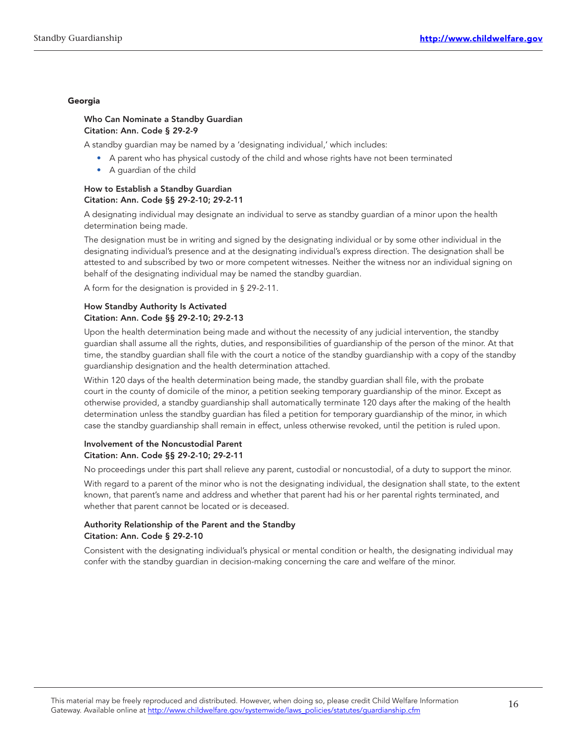## Georgia

**Who Can Nominate a Standby Guardian**
**Citation: Ann. Code § 29-2-9**

A standby guardian may be named by a 'designating individual,' which includes:

- A parent who has physical custody of the child and whose rights have not been terminated
- A guardian of the child

**How to Establish a Standby Guardian**
**Citation: Ann. Code §§ 29-2-10; 29-2-11**

A designating individual may designate an individual to serve as standby guardian of a minor upon the health determination being made.

The designation must be in writing and signed by the designating individual or by some other individual in the designating individual's presence and at the designating individual's express direction. The designation shall be attested to and subscribed by two or more competent witnesses. Neither the witness nor an individual signing on behalf of the designating individual may be named the standby guardian.

A form for the designation is provided in § 29-2-11.

**How Standby Authority Is Activated**
**Citation: Ann. Code §§ 29-2-10; 29-2-13**

Upon the health determination being made and without the necessity of any judicial intervention, the standby guardian shall assume all the rights, duties, and responsibilities of guardianship of the person of the minor. At that time, the standby guardian shall file with the court a notice of the standby guardianship with a copy of the standby guardianship designation and the health determination attached.

Within 120 days of the health determination being made, the standby guardian shall file, with the probate court in the county of domicile of the minor, a petition seeking temporary guardianship of the minor. Except as otherwise provided, a standby guardianship shall automatically terminate 120 days after the making of the health determination unless the standby guardian has filed a petition for temporary guardianship of the minor, in which case the standby guardianship shall remain in effect, unless otherwise revoked, until the petition is ruled upon.

**Involvement of the Noncustodial Parent**
**Citation: Ann. Code §§ 29-2-10; 29-2-11**

No proceedings under this part shall relieve any parent, custodial or noncustodial, of a duty to support the minor.

With regard to a parent of the minor who is not the designating individual, the designation shall state, to the extent known, that parent's name and address and whether that parent had his or her parental rights terminated, and whether that parent cannot be located or is deceased.

**Authority Relationship of the Parent and the Standby**
**Citation: Ann. Code § 29-2-10**

Consistent with the designating individual's physical or mental condition or health, the designating individual may confer with the standby guardian in decision-making concerning the care and welfare of the minor.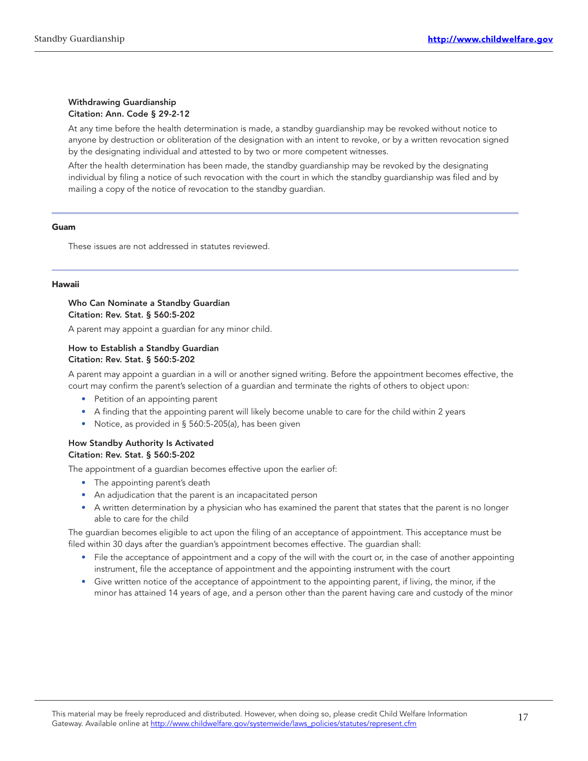**Withdrawing Guardianship**
**Citation: Ann. Code § 29-2-12**

At any time before the health determination is made, a standby guardianship may be revoked without notice to anyone by destruction or obliteration of the designation with an intent to revoke, or by a written revocation signed by the designating individual and attested to by two or more competent witnesses.

After the health determination has been made, the standby guardianship may be revoked by the designating individual by filing a notice of such revocation with the court in which the standby guardianship was filed and by mailing a copy of the notice of revocation to the standby guardian.

## Guam

These issues are not addressed in statutes reviewed.

## Hawaii

**Who Can Nominate a Standby Guardian**
**Citation: Rev. Stat. § 560:5-202**

A parent may appoint a guardian for any minor child.

**How to Establish a Standby Guardian**
**Citation: Rev. Stat. § 560:5-202**

A parent may appoint a guardian in a will or another signed writing. Before the appointment becomes effective, the court may confirm the parent's selection of a guardian and terminate the rights of others to object upon:

- Petition of an appointing parent
- A finding that the appointing parent will likely become unable to care for the child within 2 years
- Notice, as provided in § 560:5-205(a), has been given

**How Standby Authority Is Activated**
**Citation: Rev. Stat. § 560:5-202**

The appointment of a guardian becomes effective upon the earlier of:

- The appointing parent's death
- An adjudication that the parent is an incapacitated person
- A written determination by a physician who has examined the parent that states that the parent is no longer able to care for the child

The guardian becomes eligible to act upon the filing of an acceptance of appointment. This acceptance must be filed within 30 days after the guardian's appointment becomes effective. The guardian shall:

- File the acceptance of appointment and a copy of the will with the court or, in the case of another appointing instrument, file the acceptance of appointment and the appointing instrument with the court
- Give written notice of the acceptance of appointment to the appointing parent, if living, the minor, if the minor has attained 14 years of age, and a person other than the parent having care and custody of the minor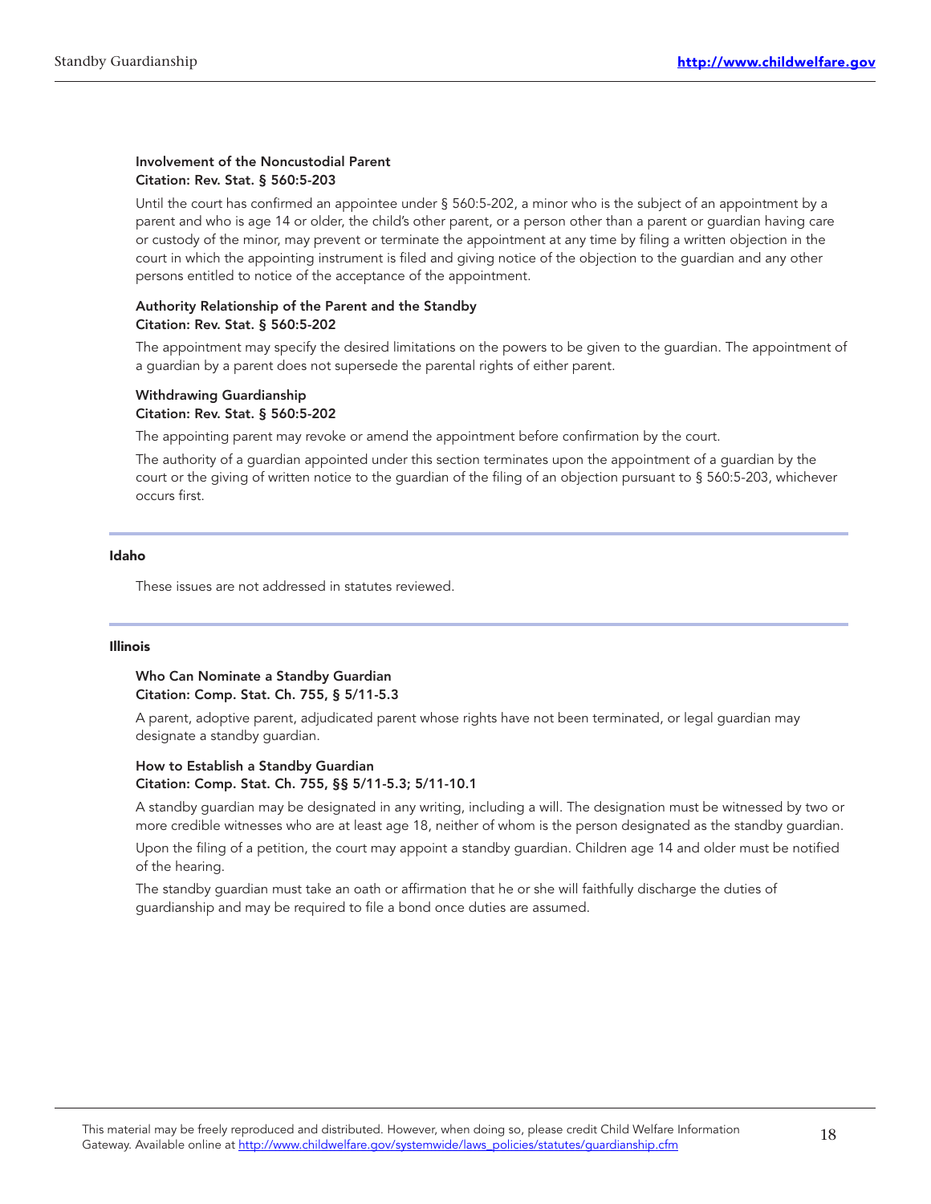#### Involvement of the Noncustodial Parent
**Citation: Rev. Stat. § 560:5-203**

Until the court has confirmed an appointee under § 560:5-202, a minor who is the subject of an appointment by a parent and who is age 14 or older, the child's other parent, or a person other than a parent or guardian having care or custody of the minor, may prevent or terminate the appointment at any time by filing a written objection in the court in which the appointing instrument is filed and giving notice of the objection to the guardian and any other persons entitled to notice of the acceptance of the appointment.

#### Authority Relationship of the Parent and the Standby
**Citation: Rev. Stat. § 560:5-202**

The appointment may specify the desired limitations on the powers to be given to the guardian. The appointment of a guardian by a parent does not supersede the parental rights of either parent.

#### Withdrawing Guardianship
**Citation: Rev. Stat. § 560:5-202**

The appointing parent may revoke or amend the appointment before confirmation by the court.

The authority of a guardian appointed under this section terminates upon the appointment of a guardian by the court or the giving of written notice to the guardian of the filing of an objection pursuant to § 560:5-203, whichever occurs first.

---

### Idaho

These issues are not addressed in statutes reviewed.

---

### Illinois

#### Who Can Nominate a Standby Guardian
**Citation: Comp. Stat. Ch. 755, § 5/11-5.3**

A parent, adoptive parent, adjudicated parent whose rights have not been terminated, or legal guardian may designate a standby guardian.

#### How to Establish a Standby Guardian
**Citation: Comp. Stat. Ch. 755, §§ 5/11-5.3; 5/11-10.1**

A standby guardian may be designated in any writing, including a will. The designation must be witnessed by two or more credible witnesses who are at least age 18, neither of whom is the person designated as the standby guardian.

Upon the filing of a petition, the court may appoint a standby guardian. Children age 14 and older must be notified of the hearing.

The standby guardian must take an oath or affirmation that he or she will faithfully discharge the duties of guardianship and may be required to file a bond once duties are assumed.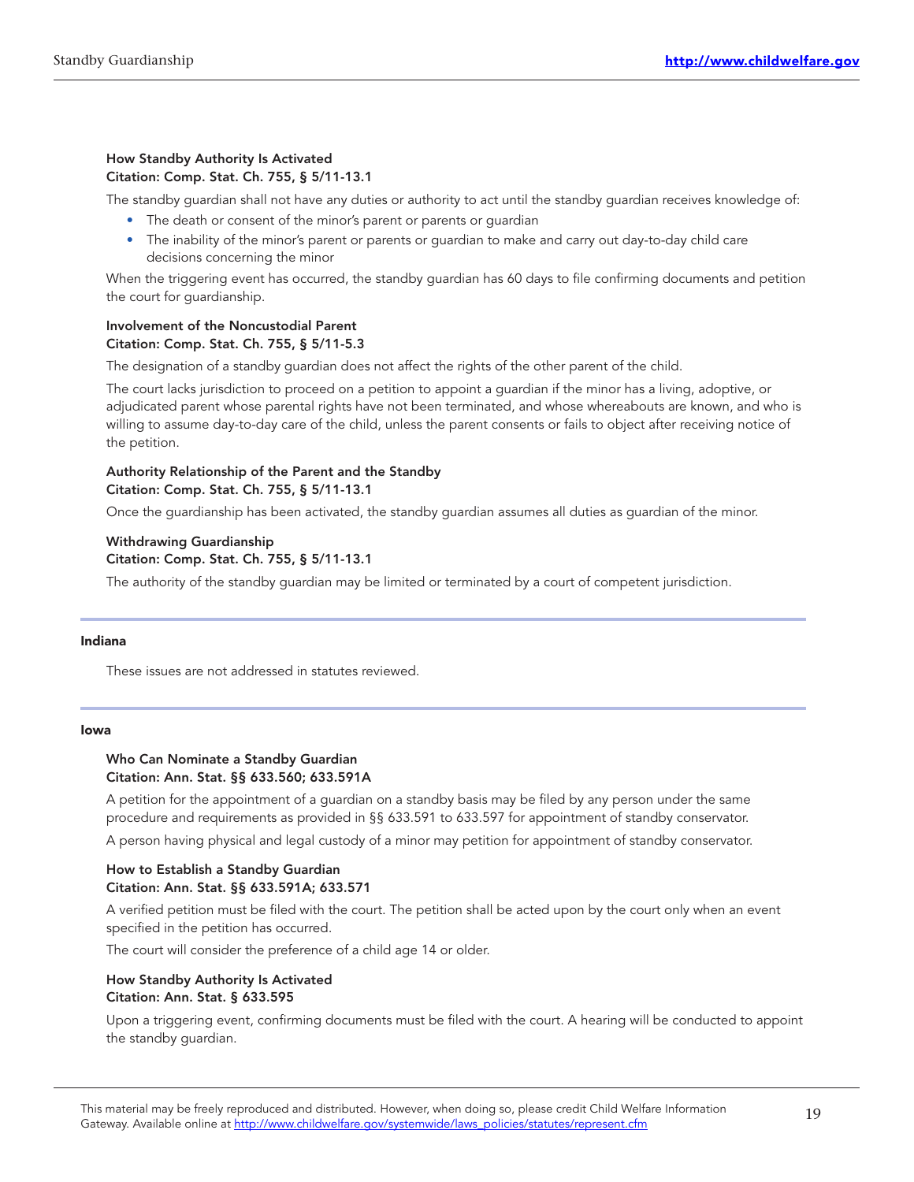**How Standby Authority Is Activated**
**Citation: Comp. Stat. Ch. 755, § 5/11-13.1**

The standby guardian shall not have any duties or authority to act until the standby guardian receives knowledge of:

- The death or consent of the minor's parent or parents or guardian
- The inability of the minor's parent or parents or guardian to make and carry out day-to-day child care decisions concerning the minor

When the triggering event has occurred, the standby guardian has 60 days to file confirming documents and petition the court for guardianship.

**Involvement of the Noncustodial Parent**
**Citation: Comp. Stat. Ch. 755, § 5/11-5.3**

The designation of a standby guardian does not affect the rights of the other parent of the child.

The court lacks jurisdiction to proceed on a petition to appoint a guardian if the minor has a living, adoptive, or adjudicated parent whose parental rights have not been terminated, and whose whereabouts are known, and who is willing to assume day-to-day care of the child, unless the parent consents or fails to object after receiving notice of the petition.

**Authority Relationship of the Parent and the Standby**
**Citation: Comp. Stat. Ch. 755, § 5/11-13.1**

Once the guardianship has been activated, the standby guardian assumes all duties as guardian of the minor.

**Withdrawing Guardianship**
**Citation: Comp. Stat. Ch. 755, § 5/11-13.1**

The authority of the standby guardian may be limited or terminated by a court of competent jurisdiction.

## Indiana

These issues are not addressed in statutes reviewed.

## Iowa

**Who Can Nominate a Standby Guardian**
**Citation: Ann. Stat. §§ 633.560; 633.591A**

A petition for the appointment of a guardian on a standby basis may be filed by any person under the same procedure and requirements as provided in §§ 633.591 to 633.597 for appointment of standby conservator.

A person having physical and legal custody of a minor may petition for appointment of standby conservator.

**How to Establish a Standby Guardian**
**Citation: Ann. Stat. §§ 633.591A; 633.571**

A verified petition must be filed with the court. The petition shall be acted upon by the court only when an event specified in the petition has occurred.

The court will consider the preference of a child age 14 or older.

**How Standby Authority Is Activated**
**Citation: Ann. Stat. § 633.595**

Upon a triggering event, confirming documents must be filed with the court. A hearing will be conducted to appoint the standby guardian.

This material may be freely reproduced and distributed. However, when doing so, please credit Child Welfare Information Gateway. Available online at http://www.childwelfare.gov/systemwide/laws_policies/statutes/represent.cfm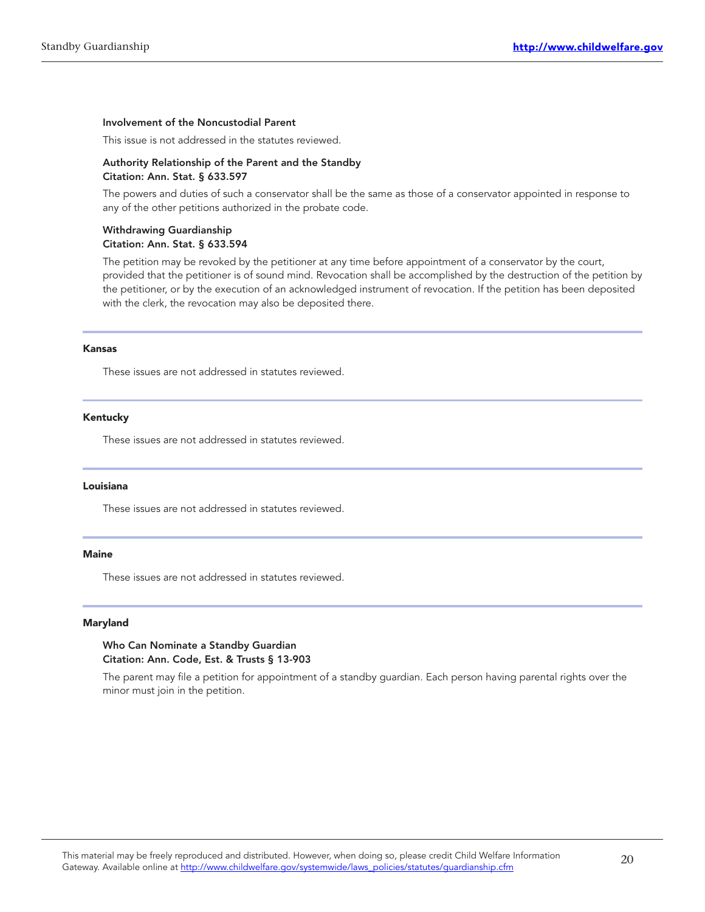#### Involvement of the Noncustodial Parent

This issue is not addressed in the statutes reviewed.

#### Authority Relationship of the Parent and the Standby
**Citation: Ann. Stat. § 633.597**

The powers and duties of such a conservator shall be the same as those of a conservator appointed in response to any of the other petitions authorized in the probate code.

#### Withdrawing Guardianship
**Citation: Ann. Stat. § 633.594**

The petition may be revoked by the petitioner at any time before appointment of a conservator by the court, provided that the petitioner is of sound mind. Revocation shall be accomplished by the destruction of the petition by the petitioner, or by the execution of an acknowledged instrument of revocation. If the petition has been deposited with the clerk, the revocation may also be deposited there.

### Kansas

These issues are not addressed in statutes reviewed.

### Kentucky

These issues are not addressed in statutes reviewed.

### Louisiana

These issues are not addressed in statutes reviewed.

### Maine

These issues are not addressed in statutes reviewed.

### Maryland

#### Who Can Nominate a Standby Guardian
**Citation: Ann. Code, Est. & Trusts § 13-903**

The parent may file a petition for appointment of a standby guardian. Each person having parental rights over the minor must join in the petition.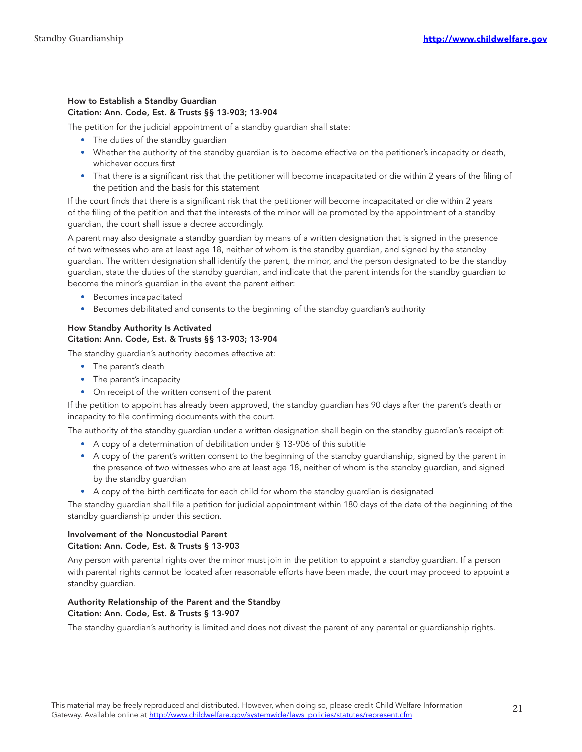**How to Establish a Standby Guardian**
**Citation: Ann. Code, Est. & Trusts §§ 13-903; 13-904**

The petition for the judicial appointment of a standby guardian shall state:

- The duties of the standby guardian
- Whether the authority of the standby guardian is to become effective on the petitioner's incapacity or death, whichever occurs first
- That there is a significant risk that the petitioner will become incapacitated or die within 2 years of the filing of the petition and the basis for this statement

If the court finds that there is a significant risk that the petitioner will become incapacitated or die within 2 years of the filing of the petition and that the interests of the minor will be promoted by the appointment of a standby guardian, the court shall issue a decree accordingly.

A parent may also designate a standby guardian by means of a written designation that is signed in the presence of two witnesses who are at least age 18, neither of whom is the standby guardian, and signed by the standby guardian. The written designation shall identify the parent, the minor, and the person designated to be the standby guardian, state the duties of the standby guardian, and indicate that the parent intends for the standby guardian to become the minor's guardian in the event the parent either:

- Becomes incapacitated
- Becomes debilitated and consents to the beginning of the standby guardian's authority

**How Standby Authority Is Activated**
**Citation: Ann. Code, Est. & Trusts §§ 13-903; 13-904**

The standby guardian's authority becomes effective at:

- The parent's death
- The parent's incapacity
- On receipt of the written consent of the parent

If the petition to appoint has already been approved, the standby guardian has 90 days after the parent's death or incapacity to file confirming documents with the court.

The authority of the standby guardian under a written designation shall begin on the standby guardian's receipt of:

- A copy of a determination of debilitation under § 13-906 of this subtitle
- A copy of the parent's written consent to the beginning of the standby guardianship, signed by the parent in the presence of two witnesses who are at least age 18, neither of whom is the standby guardian, and signed by the standby guardian
- A copy of the birth certificate for each child for whom the standby guardian is designated

The standby guardian shall file a petition for judicial appointment within 180 days of the date of the beginning of the standby guardianship under this section.

**Involvement of the Noncustodial Parent**
**Citation: Ann. Code, Est. & Trusts § 13-903**

Any person with parental rights over the minor must join in the petition to appoint a standby guardian. If a person with parental rights cannot be located after reasonable efforts have been made, the court may proceed to appoint a standby guardian.

**Authority Relationship of the Parent and the Standby**
**Citation: Ann. Code, Est. & Trusts § 13-907**

The standby guardian's authority is limited and does not divest the parent of any parental or guardianship rights.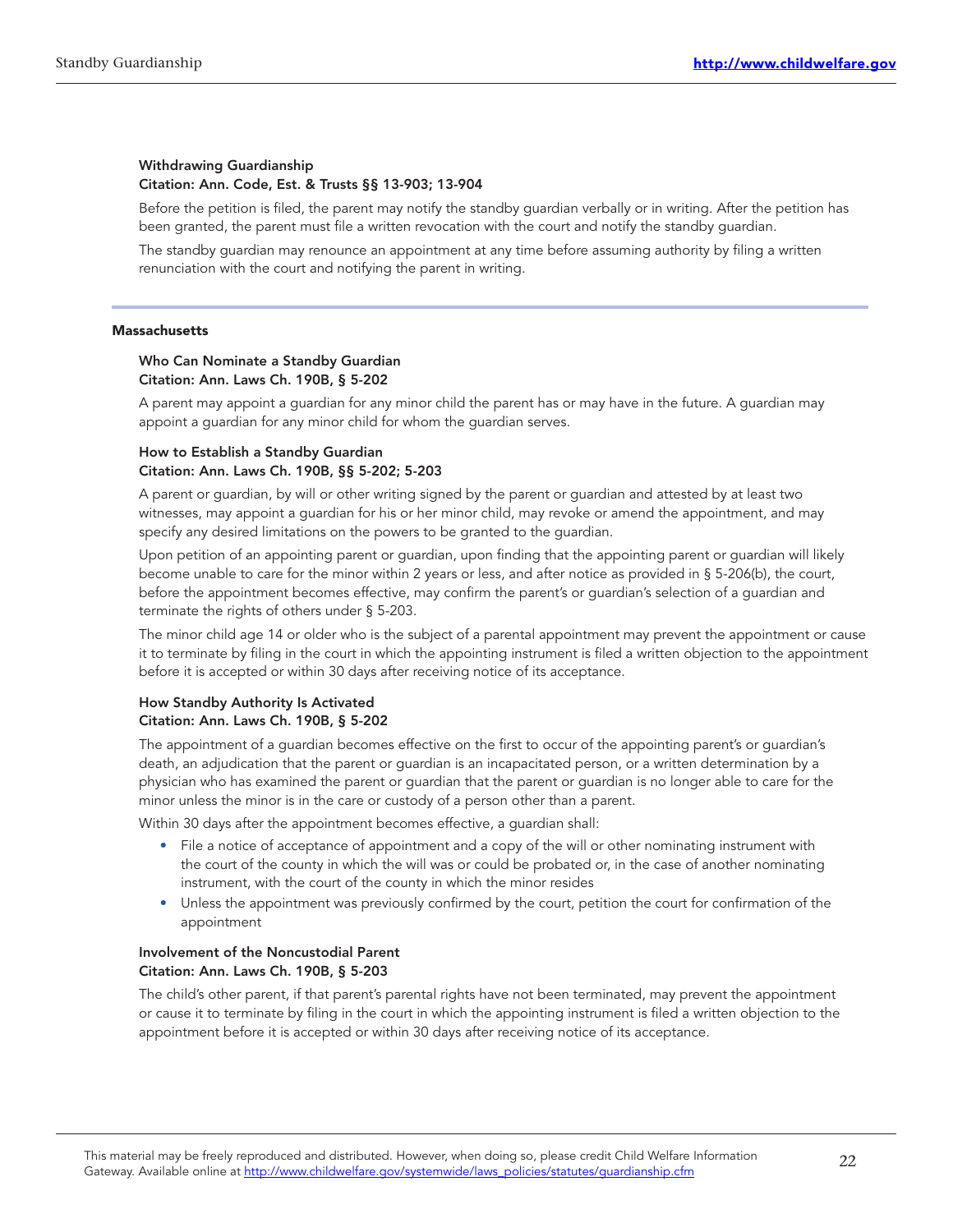**Withdrawing Guardianship**
**Citation: Ann. Code, Est. & Trusts §§ 13-903; 13-904**

Before the petition is filed, the parent may notify the standby guardian verbally or in writing. After the petition has been granted, the parent must file a written revocation with the court and notify the standby guardian.

The standby guardian may renounce an appointment at any time before assuming authority by filing a written renunciation with the court and notifying the parent in writing.

## Massachusetts

**Who Can Nominate a Standby Guardian**
**Citation: Ann. Laws Ch. 190B, § 5-202**

A parent may appoint a guardian for any minor child the parent has or may have in the future. A guardian may appoint a guardian for any minor child for whom the guardian serves.

**How to Establish a Standby Guardian**
**Citation: Ann. Laws Ch. 190B, §§ 5-202; 5-203**

A parent or guardian, by will or other writing signed by the parent or guardian and attested by at least two witnesses, may appoint a guardian for his or her minor child, may revoke or amend the appointment, and may specify any desired limitations on the powers to be granted to the guardian.

Upon petition of an appointing parent or guardian, upon finding that the appointing parent or guardian will likely become unable to care for the minor within 2 years or less, and after notice as provided in § 5-206(b), the court, before the appointment becomes effective, may confirm the parent's or guardian's selection of a guardian and terminate the rights of others under § 5-203.

The minor child age 14 or older who is the subject of a parental appointment may prevent the appointment or cause it to terminate by filing in the court in which the appointing instrument is filed a written objection to the appointment before it is accepted or within 30 days after receiving notice of its acceptance.

**How Standby Authority Is Activated**
**Citation: Ann. Laws Ch. 190B, § 5-202**

The appointment of a guardian becomes effective on the first to occur of the appointing parent's or guardian's death, an adjudication that the parent or guardian is an incapacitated person, or a written determination by a physician who has examined the parent or guardian that the parent or guardian is no longer able to care for the minor unless the minor is in the care or custody of a person other than a parent.

Within 30 days after the appointment becomes effective, a guardian shall:

- File a notice of acceptance of appointment and a copy of the will or other nominating instrument with the court of the county in which the will was or could be probated or, in the case of another nominating instrument, with the court of the county in which the minor resides
- Unless the appointment was previously confirmed by the court, petition the court for confirmation of the appointment

**Involvement of the Noncustodial Parent**
**Citation: Ann. Laws Ch. 190B, § 5-203**

The child's other parent, if that parent's parental rights have not been terminated, may prevent the appointment or cause it to terminate by filing in the court in which the appointing instrument is filed a written objection to the appointment before it is accepted or within 30 days after receiving notice of its acceptance.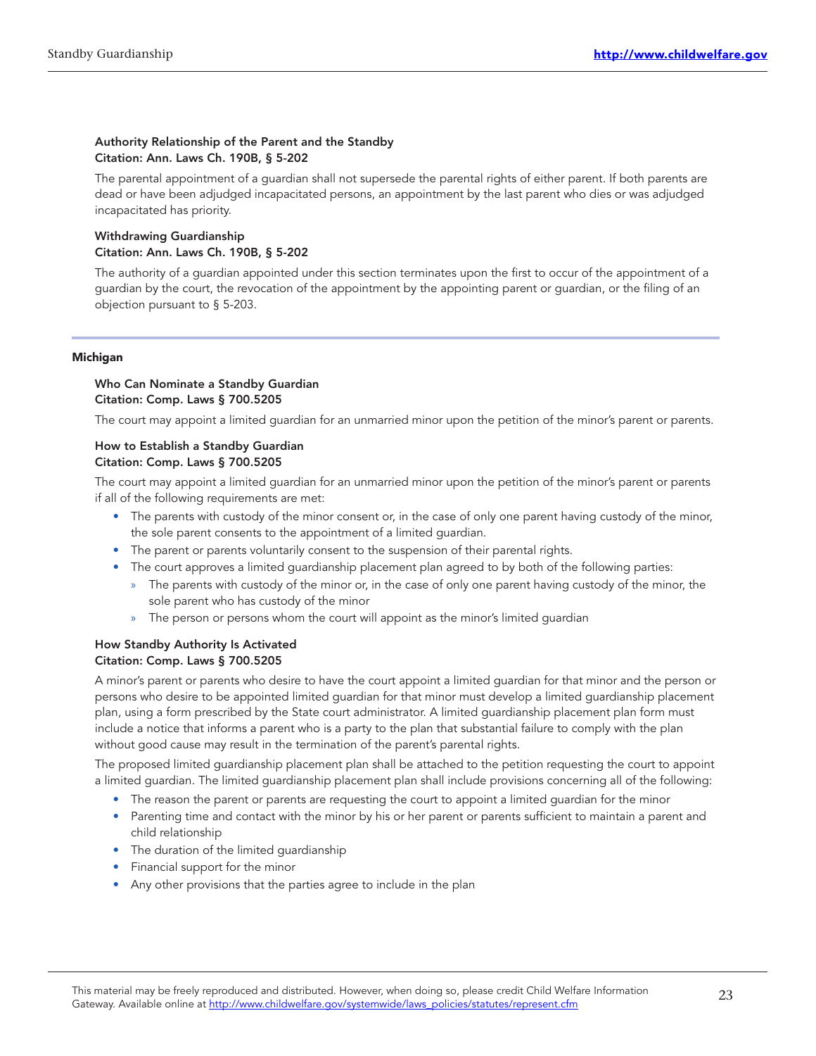**Authority Relationship of the Parent and the Standby**
**Citation: Ann. Laws Ch. 190B, § 5-202**

The parental appointment of a guardian shall not supersede the parental rights of either parent. If both parents are dead or have been adjudged incapacitated persons, an appointment by the last parent who dies or was adjudged incapacitated has priority.

**Withdrawing Guardianship**
**Citation: Ann. Laws Ch. 190B, § 5-202**

The authority of a guardian appointed under this section terminates upon the first to occur of the appointment of a guardian by the court, the revocation of the appointment by the appointing parent or guardian, or the filing of an objection pursuant to § 5-203.

## Michigan

**Who Can Nominate a Standby Guardian**
**Citation: Comp. Laws § 700.5205**

The court may appoint a limited guardian for an unmarried minor upon the petition of the minor's parent or parents.

**How to Establish a Standby Guardian**
**Citation: Comp. Laws § 700.5205**

The court may appoint a limited guardian for an unmarried minor upon the petition of the minor's parent or parents if all of the following requirements are met:

- The parents with custody of the minor consent or, in the case of only one parent having custody of the minor, the sole parent consents to the appointment of a limited guardian.
- The parent or parents voluntarily consent to the suspension of their parental rights.
- The court approves a limited guardianship placement plan agreed to by both of the following parties:
  - The parents with custody of the minor or, in the case of only one parent having custody of the minor, the sole parent who has custody of the minor
  - The person or persons whom the court will appoint as the minor's limited guardian

**How Standby Authority Is Activated**
**Citation: Comp. Laws § 700.5205**

A minor's parent or parents who desire to have the court appoint a limited guardian for that minor and the person or persons who desire to be appointed limited guardian for that minor must develop a limited guardianship placement plan, using a form prescribed by the State court administrator. A limited guardianship placement plan form must include a notice that informs a parent who is a party to the plan that substantial failure to comply with the plan without good cause may result in the termination of the parent's parental rights.

The proposed limited guardianship placement plan shall be attached to the petition requesting the court to appoint a limited guardian. The limited guardianship placement plan shall include provisions concerning all of the following:

- The reason the parent or parents are requesting the court to appoint a limited guardian for the minor
- Parenting time and contact with the minor by his or her parent or parents sufficient to maintain a parent and child relationship
- The duration of the limited guardianship
- Financial support for the minor
- Any other provisions that the parties agree to include in the plan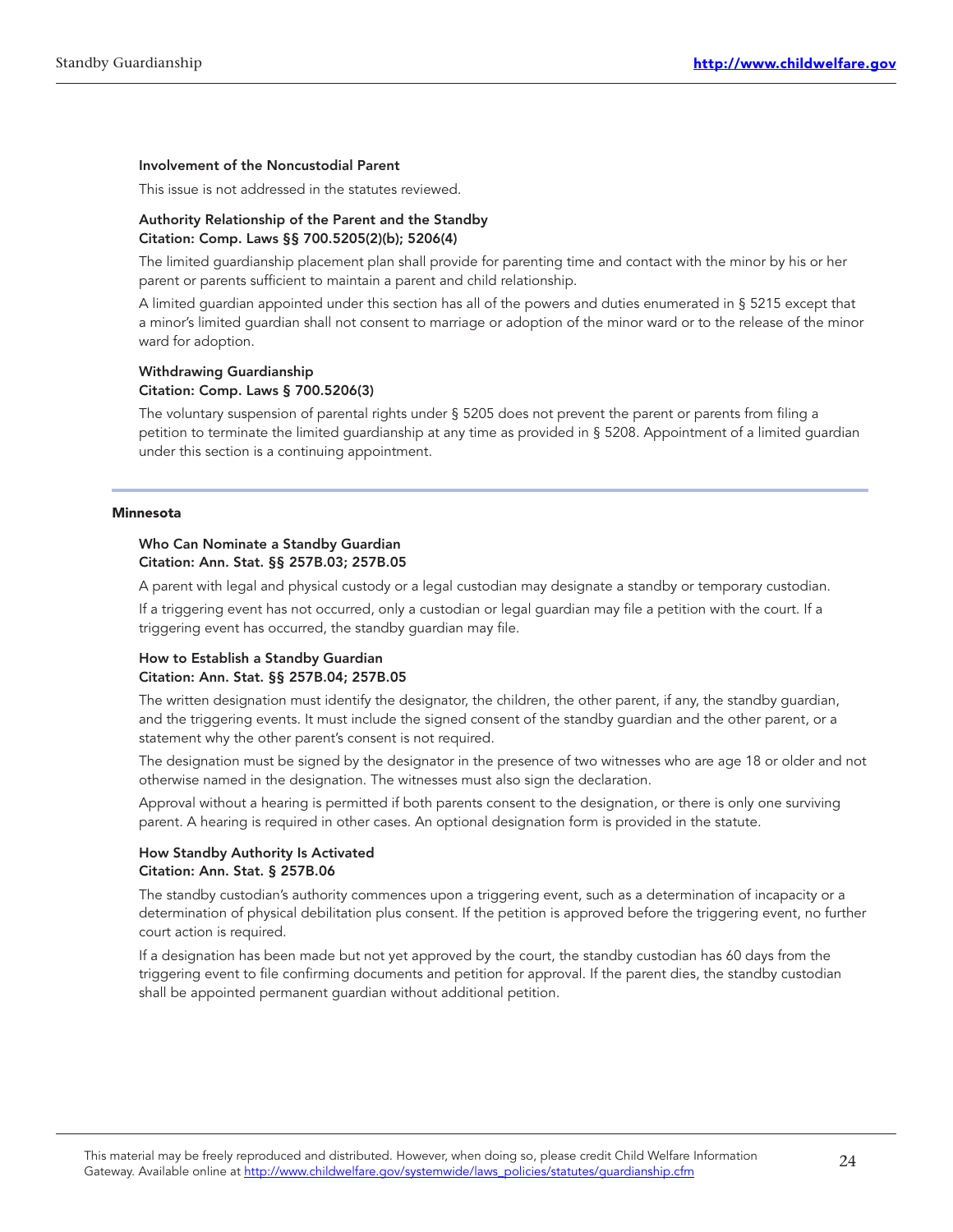#### Involvement of the Noncustodial Parent

This issue is not addressed in the statutes reviewed.

#### Authority Relationship of the Parent and the Standby
**Citation: Comp. Laws §§ 700.5205(2)(b); 5206(4)**

The limited guardianship placement plan shall provide for parenting time and contact with the minor by his or her parent or parents sufficient to maintain a parent and child relationship.

A limited guardian appointed under this section has all of the powers and duties enumerated in § 5215 except that a minor's limited guardian shall not consent to marriage or adoption of the minor ward or to the release of the minor ward for adoption.

#### Withdrawing Guardianship
**Citation: Comp. Laws § 700.5206(3)**

The voluntary suspension of parental rights under § 5205 does not prevent the parent or parents from filing a petition to terminate the limited guardianship at any time as provided in § 5208. Appointment of a limited guardian under this section is a continuing appointment.

### Minnesota

#### Who Can Nominate a Standby Guardian
**Citation: Ann. Stat. §§ 257B.03; 257B.05**

A parent with legal and physical custody or a legal custodian may designate a standby or temporary custodian.

If a triggering event has not occurred, only a custodian or legal guardian may file a petition with the court. If a triggering event has occurred, the standby guardian may file.

#### How to Establish a Standby Guardian
**Citation: Ann. Stat. §§ 257B.04; 257B.05**

The written designation must identify the designator, the children, the other parent, if any, the standby guardian, and the triggering events. It must include the signed consent of the standby guardian and the other parent, or a statement why the other parent's consent is not required.

The designation must be signed by the designator in the presence of two witnesses who are age 18 or older and not otherwise named in the designation. The witnesses must also sign the declaration.

Approval without a hearing is permitted if both parents consent to the designation, or there is only one surviving parent. A hearing is required in other cases. An optional designation form is provided in the statute.

#### How Standby Authority Is Activated
**Citation: Ann. Stat. § 257B.06**

The standby custodian's authority commences upon a triggering event, such as a determination of incapacity or a determination of physical debilitation plus consent. If the petition is approved before the triggering event, no further court action is required.

If a designation has been made but not yet approved by the court, the standby custodian has 60 days from the triggering event to file confirming documents and petition for approval. If the parent dies, the standby custodian shall be appointed permanent guardian without additional petition.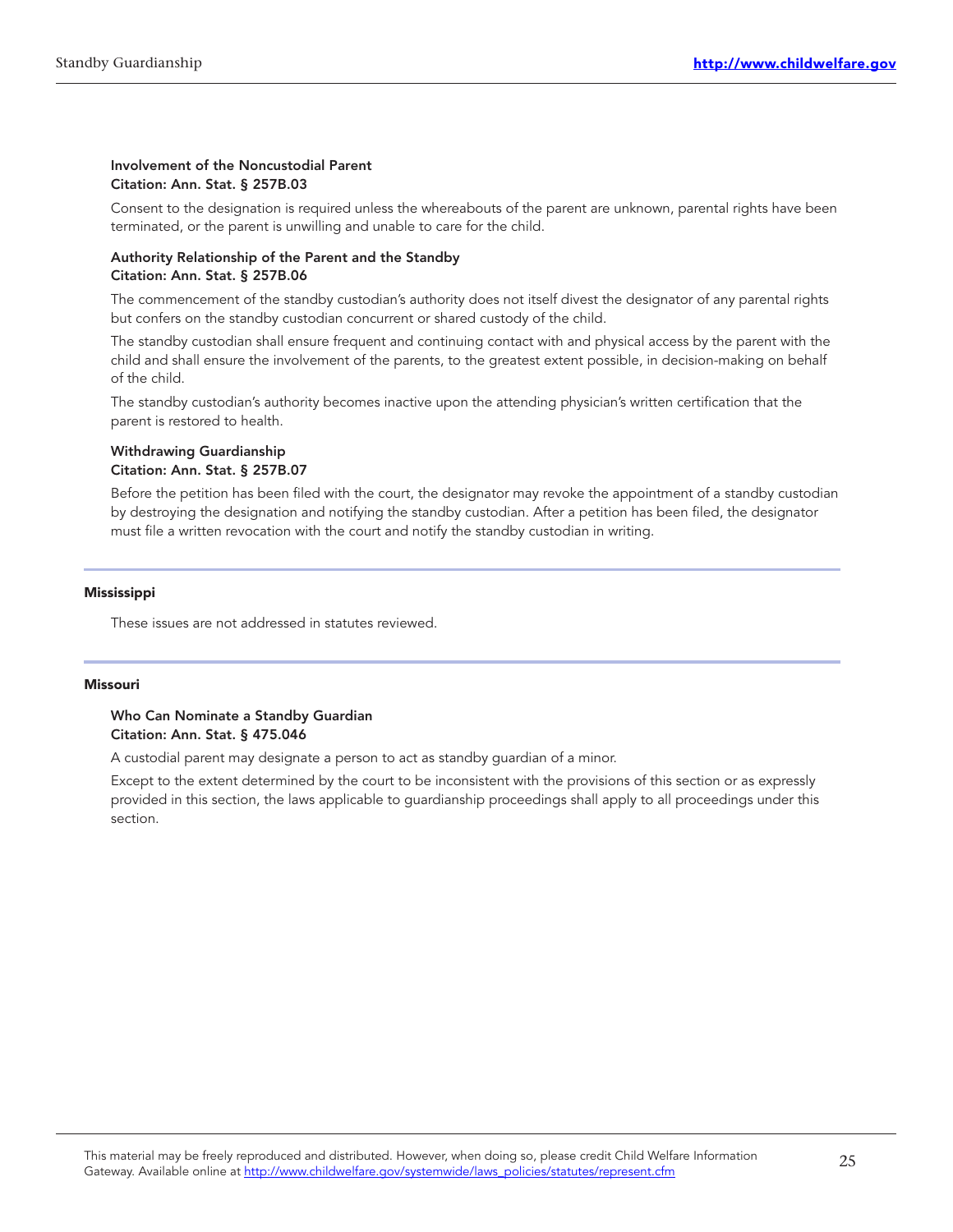**Involvement of the Noncustodial Parent**
**Citation: Ann. Stat. § 257B.03**

Consent to the designation is required unless the whereabouts of the parent are unknown, parental rights have been terminated, or the parent is unwilling and unable to care for the child.

**Authority Relationship of the Parent and the Standby**
**Citation: Ann. Stat. § 257B.06**

The commencement of the standby custodian's authority does not itself divest the designator of any parental rights but confers on the standby custodian concurrent or shared custody of the child.

The standby custodian shall ensure frequent and continuing contact with and physical access by the parent with the child and shall ensure the involvement of the parents, to the greatest extent possible, in decision-making on behalf of the child.

The standby custodian's authority becomes inactive upon the attending physician's written certification that the parent is restored to health.

**Withdrawing Guardianship**
**Citation: Ann. Stat. § 257B.07**

Before the petition has been filed with the court, the designator may revoke the appointment of a standby custodian by destroying the designation and notifying the standby custodian. After a petition has been filed, the designator must file a written revocation with the court and notify the standby custodian in writing.

## Mississippi

These issues are not addressed in statutes reviewed.

## Missouri

**Who Can Nominate a Standby Guardian**
**Citation: Ann. Stat. § 475.046**

A custodial parent may designate a person to act as standby guardian of a minor.

Except to the extent determined by the court to be inconsistent with the provisions of this section or as expressly provided in this section, the laws applicable to guardianship proceedings shall apply to all proceedings under this section.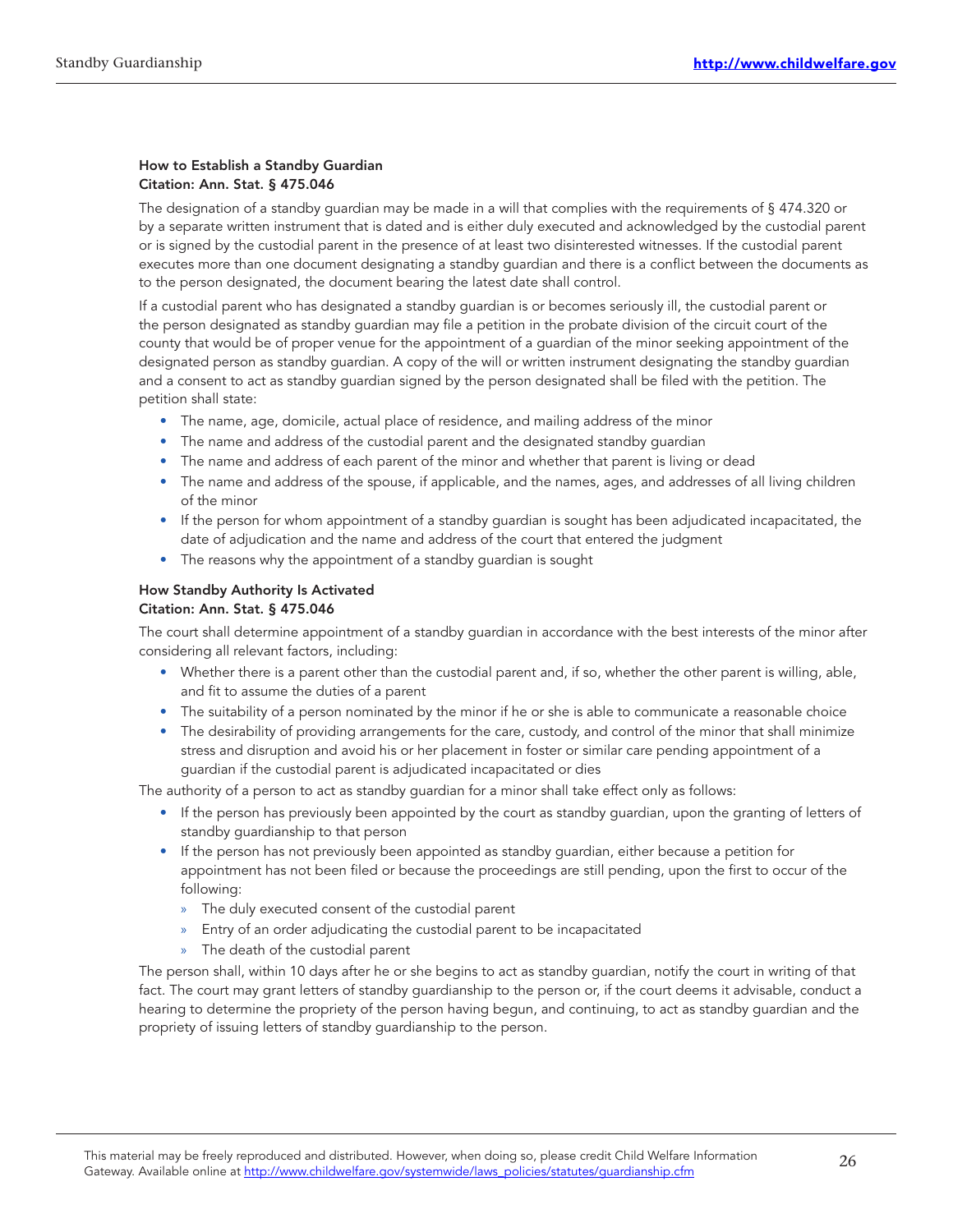**How to Establish a Standby Guardian**
**Citation: Ann. Stat. § 475.046**

The designation of a standby guardian may be made in a will that complies with the requirements of § 474.320 or by a separate written instrument that is dated and is either duly executed and acknowledged by the custodial parent or is signed by the custodial parent in the presence of at least two disinterested witnesses. If the custodial parent executes more than one document designating a standby guardian and there is a conflict between the documents as to the person designated, the document bearing the latest date shall control.

If a custodial parent who has designated a standby guardian is or becomes seriously ill, the custodial parent or the person designated as standby guardian may file a petition in the probate division of the circuit court of the county that would be of proper venue for the appointment of a guardian of the minor seeking appointment of the designated person as standby guardian. A copy of the will or written instrument designating the standby guardian and a consent to act as standby guardian signed by the person designated shall be filed with the petition. The petition shall state:

- The name, age, domicile, actual place of residence, and mailing address of the minor
- The name and address of the custodial parent and the designated standby guardian
- The name and address of each parent of the minor and whether that parent is living or dead
- The name and address of the spouse, if applicable, and the names, ages, and addresses of all living children of the minor
- If the person for whom appointment of a standby guardian is sought has been adjudicated incapacitated, the date of adjudication and the name and address of the court that entered the judgment
- The reasons why the appointment of a standby guardian is sought

**How Standby Authority Is Activated**
**Citation: Ann. Stat. § 475.046**

The court shall determine appointment of a standby guardian in accordance with the best interests of the minor after considering all relevant factors, including:

- Whether there is a parent other than the custodial parent and, if so, whether the other parent is willing, able, and fit to assume the duties of a parent
- The suitability of a person nominated by the minor if he or she is able to communicate a reasonable choice
- The desirability of providing arrangements for the care, custody, and control of the minor that shall minimize stress and disruption and avoid his or her placement in foster or similar care pending appointment of a guardian if the custodial parent is adjudicated incapacitated or dies

The authority of a person to act as standby guardian for a minor shall take effect only as follows:

- If the person has previously been appointed by the court as standby guardian, upon the granting of letters of standby guardianship to that person
- If the person has not previously been appointed as standby guardian, either because a petition for appointment has not been filed or because the proceedings are still pending, upon the first to occur of the following:
  - The duly executed consent of the custodial parent
  - Entry of an order adjudicating the custodial parent to be incapacitated
  - The death of the custodial parent

The person shall, within 10 days after he or she begins to act as standby guardian, notify the court in writing of that fact. The court may grant letters of standby guardianship to the person or, if the court deems it advisable, conduct a hearing to determine the propriety of the person having begun, and continuing, to act as standby guardian and the propriety of issuing letters of standby guardianship to the person.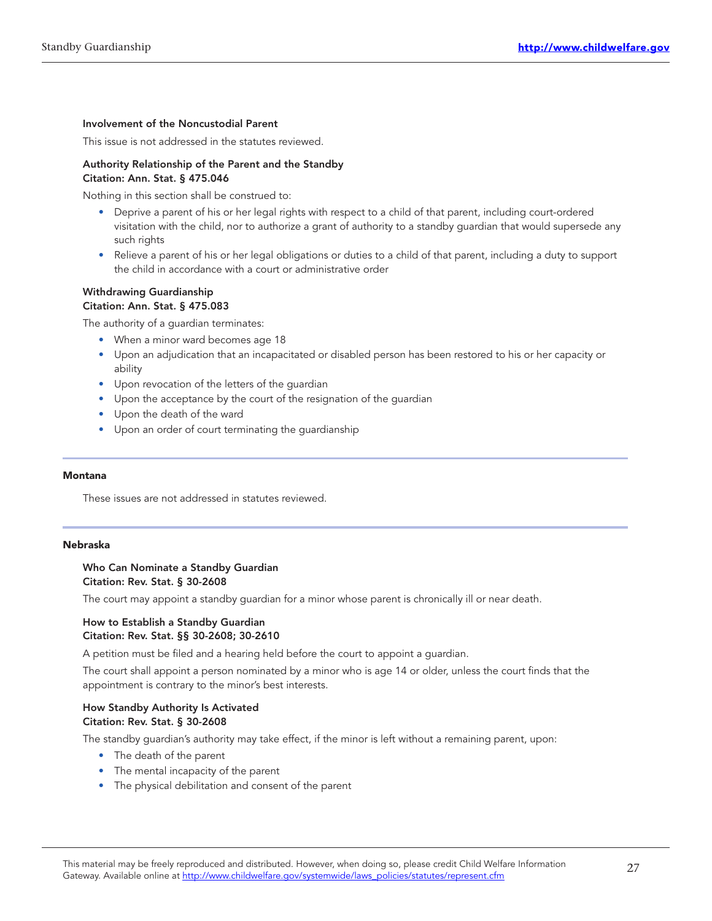**Involvement of the Noncustodial Parent**

This issue is not addressed in the statutes reviewed.

**Authority Relationship of the Parent and the Standby**
**Citation: Ann. Stat. § 475.046**

Nothing in this section shall be construed to:

- Deprive a parent of his or her legal rights with respect to a child of that parent, including court-ordered visitation with the child, nor to authorize a grant of authority to a standby guardian that would supersede any such rights
- Relieve a parent of his or her legal obligations or duties to a child of that parent, including a duty to support the child in accordance with a court or administrative order

**Withdrawing Guardianship**
**Citation: Ann. Stat. § 475.083**

The authority of a guardian terminates:

- When a minor ward becomes age 18
- Upon an adjudication that an incapacitated or disabled person has been restored to his or her capacity or ability
- Upon revocation of the letters of the guardian
- Upon the acceptance by the court of the resignation of the guardian
- Upon the death of the ward
- Upon an order of court terminating the guardianship

## Montana

These issues are not addressed in statutes reviewed.

## Nebraska

**Who Can Nominate a Standby Guardian**
**Citation: Rev. Stat. § 30-2608**

The court may appoint a standby guardian for a minor whose parent is chronically ill or near death.

**How to Establish a Standby Guardian**
**Citation: Rev. Stat. §§ 30-2608; 30-2610**

A petition must be filed and a hearing held before the court to appoint a guardian.

The court shall appoint a person nominated by a minor who is age 14 or older, unless the court finds that the appointment is contrary to the minor's best interests.

**How Standby Authority Is Activated**
**Citation: Rev. Stat. § 30-2608**

The standby guardian's authority may take effect, if the minor is left without a remaining parent, upon:

- The death of the parent
- The mental incapacity of the parent
- The physical debilitation and consent of the parent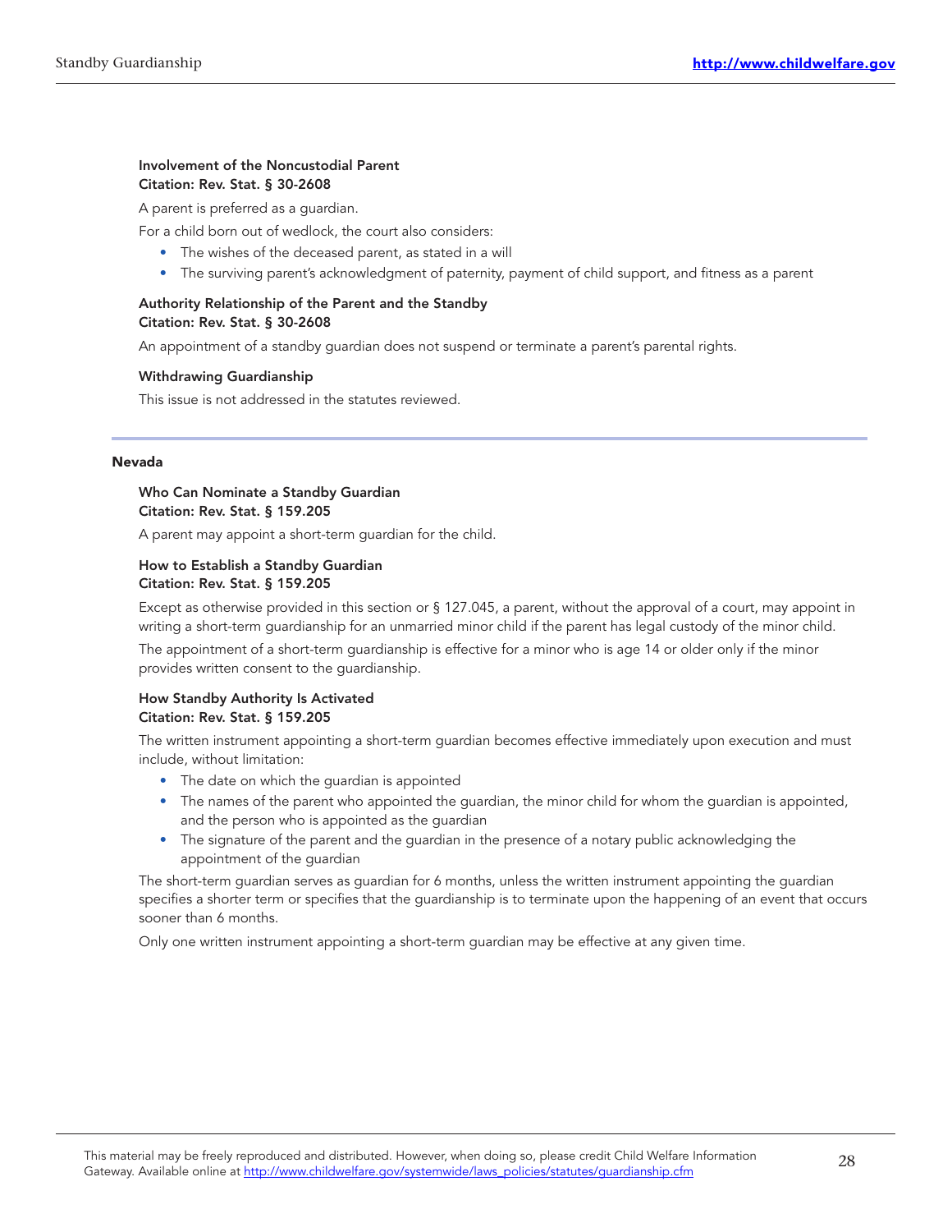**Involvement of the Noncustodial Parent**
**Citation: Rev. Stat. § 30-2608**

A parent is preferred as a guardian.

For a child born out of wedlock, the court also considers:

- The wishes of the deceased parent, as stated in a will
- The surviving parent's acknowledgment of paternity, payment of child support, and fitness as a parent

**Authority Relationship of the Parent and the Standby**
**Citation: Rev. Stat. § 30-2608**

An appointment of a standby guardian does not suspend or terminate a parent's parental rights.

**Withdrawing Guardianship**

This issue is not addressed in the statutes reviewed.

---

## Nevada

**Who Can Nominate a Standby Guardian**
**Citation: Rev. Stat. § 159.205**

A parent may appoint a short-term guardian for the child.

**How to Establish a Standby Guardian**
**Citation: Rev. Stat. § 159.205**

Except as otherwise provided in this section or § 127.045, a parent, without the approval of a court, may appoint in writing a short-term guardianship for an unmarried minor child if the parent has legal custody of the minor child.

The appointment of a short-term guardianship is effective for a minor who is age 14 or older only if the minor provides written consent to the guardianship.

**How Standby Authority Is Activated**
**Citation: Rev. Stat. § 159.205**

The written instrument appointing a short-term guardian becomes effective immediately upon execution and must include, without limitation:

- The date on which the guardian is appointed
- The names of the parent who appointed the guardian, the minor child for whom the guardian is appointed, and the person who is appointed as the guardian
- The signature of the parent and the guardian in the presence of a notary public acknowledging the appointment of the guardian

The short-term guardian serves as guardian for 6 months, unless the written instrument appointing the guardian specifies a shorter term or specifies that the guardianship is to terminate upon the happening of an event that occurs sooner than 6 months.

Only one written instrument appointing a short-term guardian may be effective at any given time.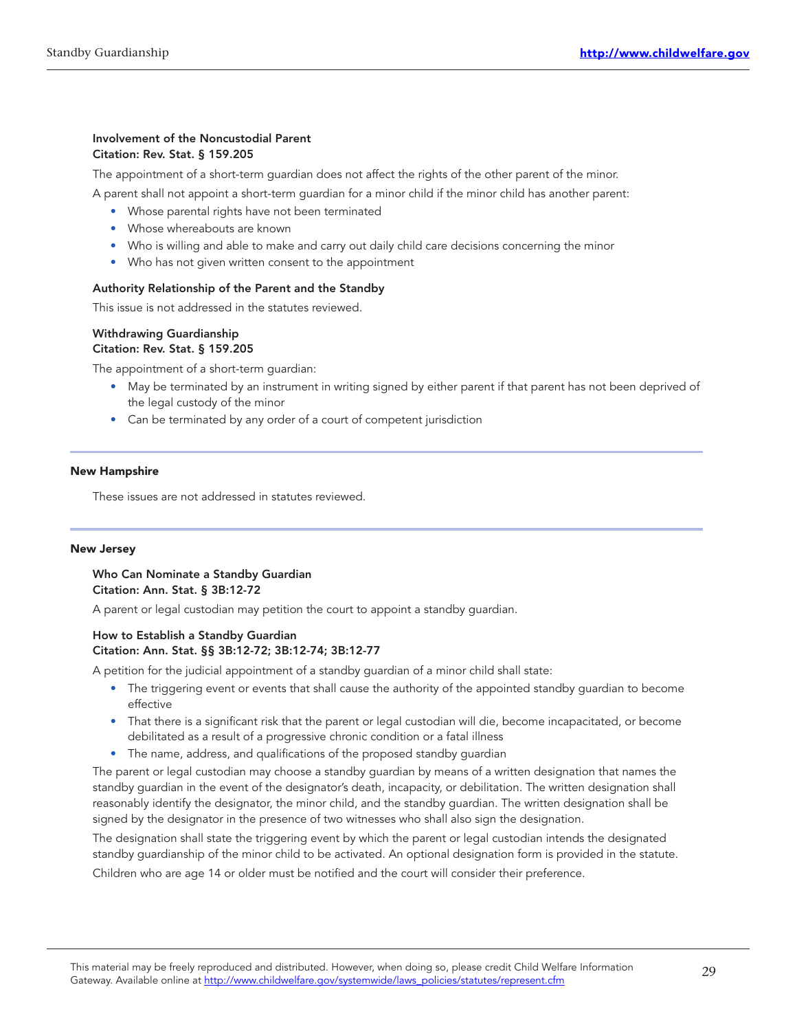**Involvement of the Noncustodial Parent**
**Citation: Rev. Stat. § 159.205**

The appointment of a short-term guardian does not affect the rights of the other parent of the minor.

A parent shall not appoint a short-term guardian for a minor child if the minor child has another parent:

- Whose parental rights have not been terminated
- Whose whereabouts are known
- Who is willing and able to make and carry out daily child care decisions concerning the minor
- Who has not given written consent to the appointment

**Authority Relationship of the Parent and the Standby**

This issue is not addressed in the statutes reviewed.

**Withdrawing Guardianship**
**Citation: Rev. Stat. § 159.205**

The appointment of a short-term guardian:

- May be terminated by an instrument in writing signed by either parent if that parent has not been deprived of the legal custody of the minor
- Can be terminated by any order of a court of competent jurisdiction

## New Hampshire

These issues are not addressed in statutes reviewed.

## New Jersey

**Who Can Nominate a Standby Guardian**
**Citation: Ann. Stat. § 3B:12-72**

A parent or legal custodian may petition the court to appoint a standby guardian.

**How to Establish a Standby Guardian**
**Citation: Ann. Stat. §§ 3B:12-72; 3B:12-74; 3B:12-77**

A petition for the judicial appointment of a standby guardian of a minor child shall state:

- The triggering event or events that shall cause the authority of the appointed standby guardian to become effective
- That there is a significant risk that the parent or legal custodian will die, become incapacitated, or become debilitated as a result of a progressive chronic condition or a fatal illness
- The name, address, and qualifications of the proposed standby guardian

The parent or legal custodian may choose a standby guardian by means of a written designation that names the standby guardian in the event of the designator's death, incapacity, or debilitation. The written designation shall reasonably identify the designator, the minor child, and the standby guardian. The written designation shall be signed by the designator in the presence of two witnesses who shall also sign the designation.

The designation shall state the triggering event by which the parent or legal custodian intends the designated standby guardianship of the minor child to be activated. An optional designation form is provided in the statute.

Children who are age 14 or older must be notified and the court will consider their preference.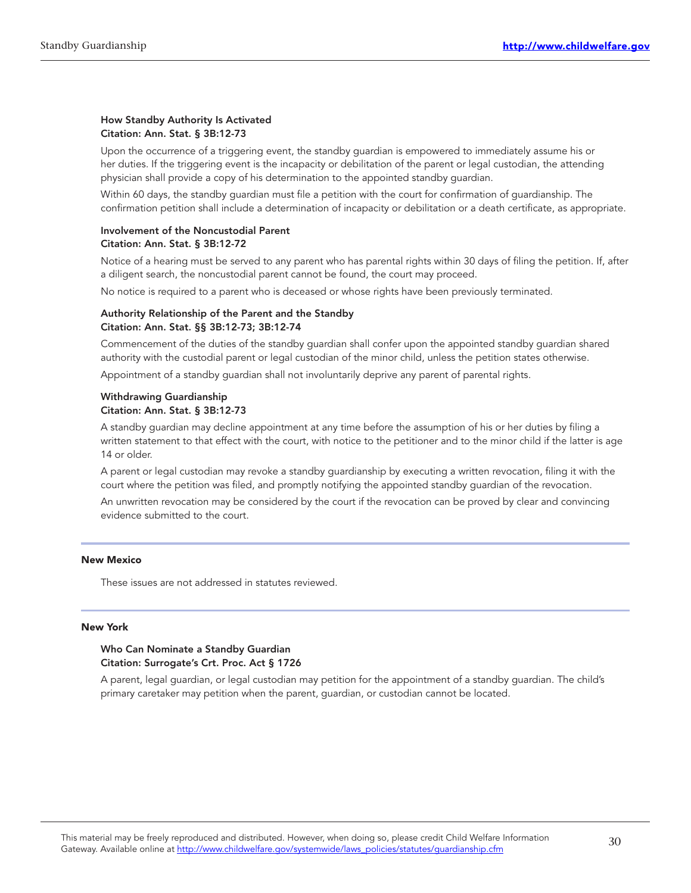**How Standby Authority Is Activated**
**Citation: Ann. Stat. § 3B:12-73**

Upon the occurrence of a triggering event, the standby guardian is empowered to immediately assume his or her duties. If the triggering event is the incapacity or debilitation of the parent or legal custodian, the attending physician shall provide a copy of his determination to the appointed standby guardian.

Within 60 days, the standby guardian must file a petition with the court for confirmation of guardianship. The confirmation petition shall include a determination of incapacity or debilitation or a death certificate, as appropriate.

**Involvement of the Noncustodial Parent**
**Citation: Ann. Stat. § 3B:12-72**

Notice of a hearing must be served to any parent who has parental rights within 30 days of filing the petition. If, after a diligent search, the noncustodial parent cannot be found, the court may proceed.

No notice is required to a parent who is deceased or whose rights have been previously terminated.

**Authority Relationship of the Parent and the Standby**
**Citation: Ann. Stat. §§ 3B:12-73; 3B:12-74**

Commencement of the duties of the standby guardian shall confer upon the appointed standby guardian shared authority with the custodial parent or legal custodian of the minor child, unless the petition states otherwise.

Appointment of a standby guardian shall not involuntarily deprive any parent of parental rights.

**Withdrawing Guardianship**
**Citation: Ann. Stat. § 3B:12-73**

A standby guardian may decline appointment at any time before the assumption of his or her duties by filing a written statement to that effect with the court, with notice to the petitioner and to the minor child if the latter is age 14 or older.

A parent or legal custodian may revoke a standby guardianship by executing a written revocation, filing it with the court where the petition was filed, and promptly notifying the appointed standby guardian of the revocation.

An unwritten revocation may be considered by the court if the revocation can be proved by clear and convincing evidence submitted to the court.

## New Mexico

These issues are not addressed in statutes reviewed.

## New York

**Who Can Nominate a Standby Guardian**
**Citation: Surrogate's Crt. Proc. Act § 1726**

A parent, legal guardian, or legal custodian may petition for the appointment of a standby guardian. The child's primary caretaker may petition when the parent, guardian, or custodian cannot be located.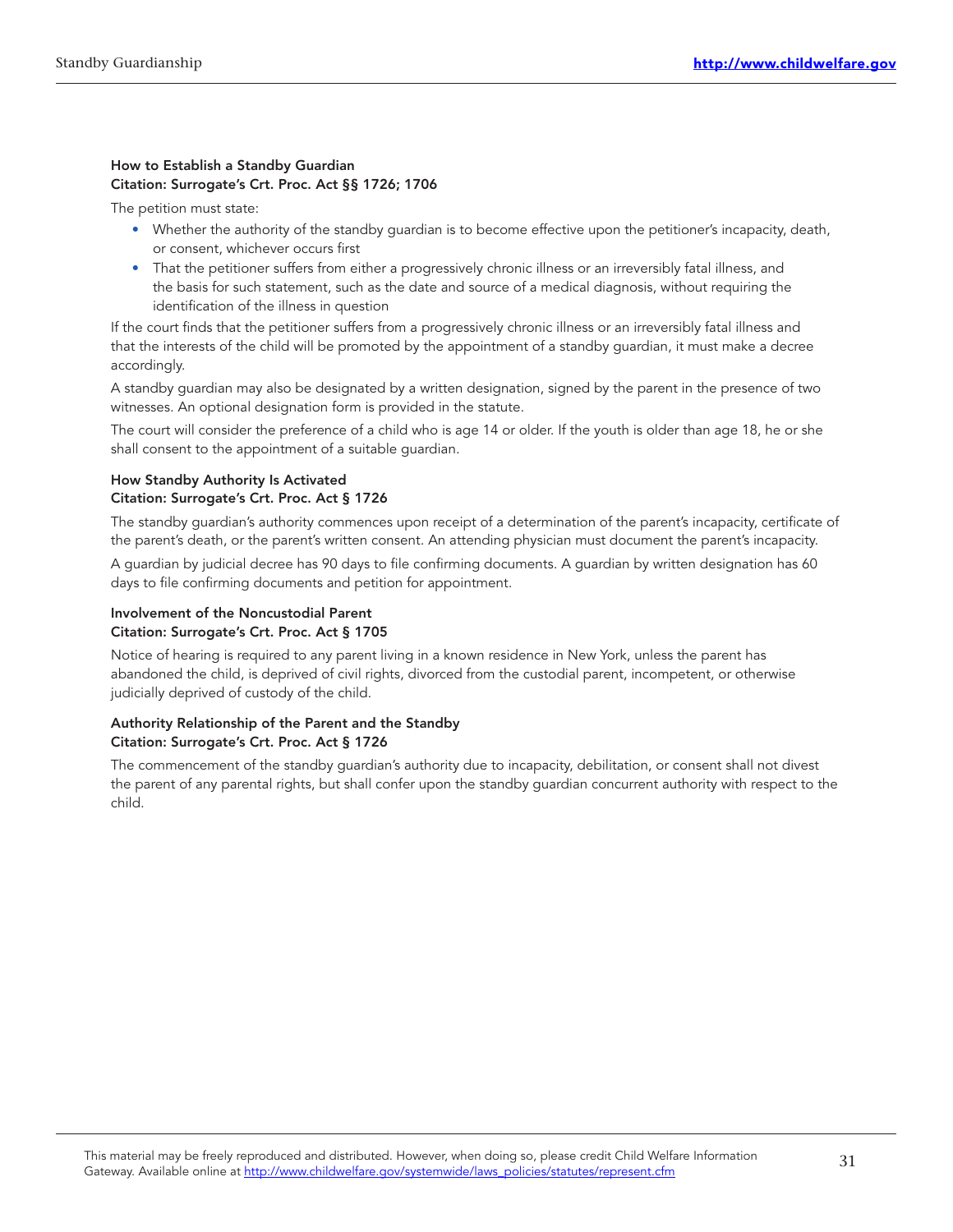**How to Establish a Standby Guardian**
**Citation: Surrogate's Crt. Proc. Act §§ 1726; 1706**

The petition must state:

- Whether the authority of the standby guardian is to become effective upon the petitioner's incapacity, death, or consent, whichever occurs first
- That the petitioner suffers from either a progressively chronic illness or an irreversibly fatal illness, and the basis for such statement, such as the date and source of a medical diagnosis, without requiring the identification of the illness in question

If the court finds that the petitioner suffers from a progressively chronic illness or an irreversibly fatal illness and that the interests of the child will be promoted by the appointment of a standby guardian, it must make a decree accordingly.

A standby guardian may also be designated by a written designation, signed by the parent in the presence of two witnesses. An optional designation form is provided in the statute.

The court will consider the preference of a child who is age 14 or older. If the youth is older than age 18, he or she shall consent to the appointment of a suitable guardian.

**How Standby Authority Is Activated**
**Citation: Surrogate's Crt. Proc. Act § 1726**

The standby guardian's authority commences upon receipt of a determination of the parent's incapacity, certificate of the parent's death, or the parent's written consent. An attending physician must document the parent's incapacity.

A guardian by judicial decree has 90 days to file confirming documents. A guardian by written designation has 60 days to file confirming documents and petition for appointment.

**Involvement of the Noncustodial Parent**
**Citation: Surrogate's Crt. Proc. Act § 1705**

Notice of hearing is required to any parent living in a known residence in New York, unless the parent has abandoned the child, is deprived of civil rights, divorced from the custodial parent, incompetent, or otherwise judicially deprived of custody of the child.

**Authority Relationship of the Parent and the Standby**
**Citation: Surrogate's Crt. Proc. Act § 1726**

The commencement of the standby guardian's authority due to incapacity, debilitation, or consent shall not divest the parent of any parental rights, but shall confer upon the standby guardian concurrent authority with respect to the child.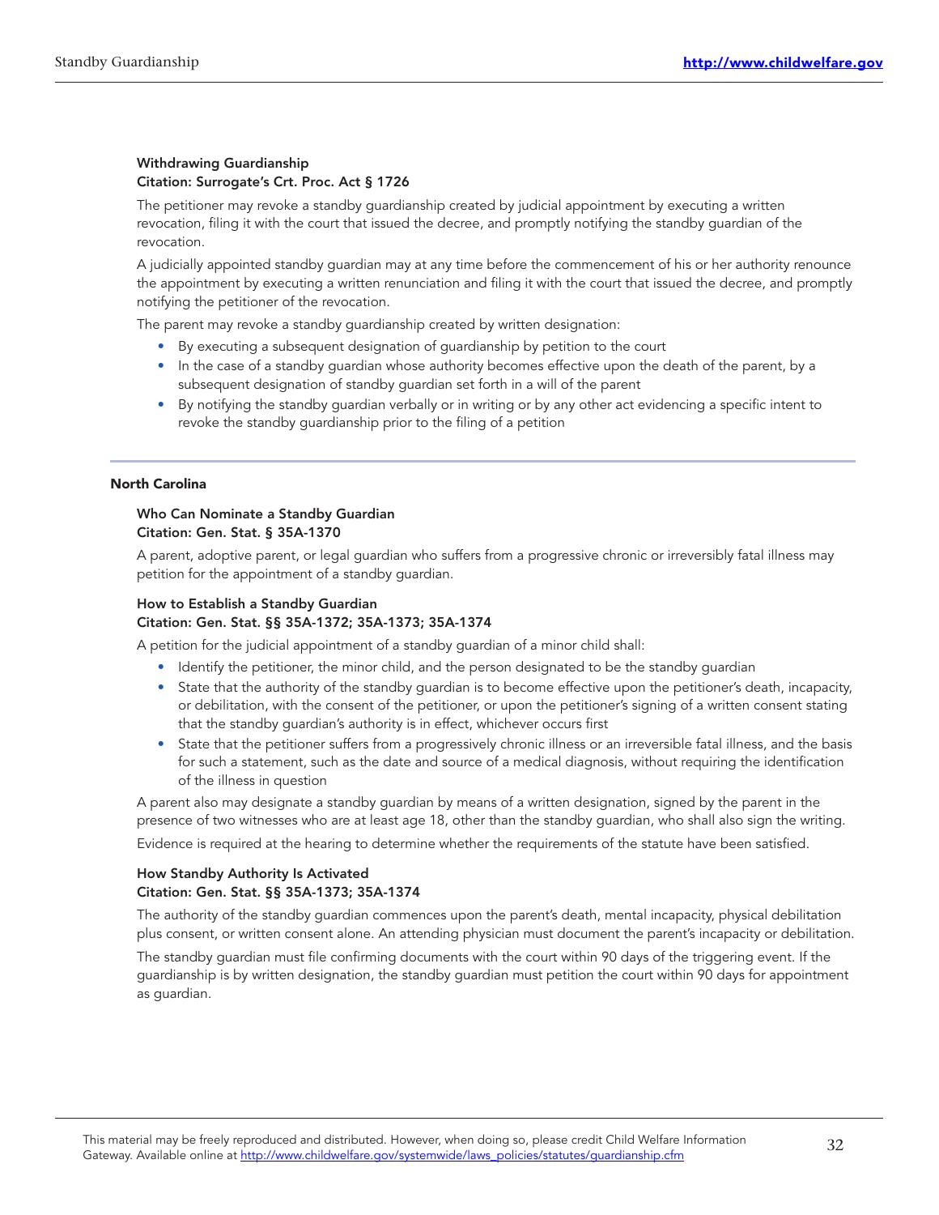#### Withdrawing Guardianship
**Citation: Surrogate's Crt. Proc. Act § 1726**

The petitioner may revoke a standby guardianship created by judicial appointment by executing a written revocation, filing it with the court that issued the decree, and promptly notifying the standby guardian of the revocation.

A judicially appointed standby guardian may at any time before the commencement of his or her authority renounce the appointment by executing a written renunciation and filing it with the court that issued the decree, and promptly notifying the petitioner of the revocation.

The parent may revoke a standby guardianship created by written designation:

- By executing a subsequent designation of guardianship by petition to the court
- In the case of a standby guardian whose authority becomes effective upon the death of the parent, by a subsequent designation of standby guardian set forth in a will of the parent
- By notifying the standby guardian verbally or in writing or by any other act evidencing a specific intent to revoke the standby guardianship prior to the filing of a petition

## North Carolina

#### Who Can Nominate a Standby Guardian
**Citation: Gen. Stat. § 35A-1370**

A parent, adoptive parent, or legal guardian who suffers from a progressive chronic or irreversibly fatal illness may petition for the appointment of a standby guardian.

#### How to Establish a Standby Guardian
**Citation: Gen. Stat. §§ 35A-1372; 35A-1373; 35A-1374**

A petition for the judicial appointment of a standby guardian of a minor child shall:

- Identify the petitioner, the minor child, and the person designated to be the standby guardian
- State that the authority of the standby guardian is to become effective upon the petitioner's death, incapacity, or debilitation, with the consent of the petitioner, or upon the petitioner's signing of a written consent stating that the standby guardian's authority is in effect, whichever occurs first
- State that the petitioner suffers from a progressively chronic illness or an irreversible fatal illness, and the basis for such a statement, such as the date and source of a medical diagnosis, without requiring the identification of the illness in question

A parent also may designate a standby guardian by means of a written designation, signed by the parent in the presence of two witnesses who are at least age 18, other than the standby guardian, who shall also sign the writing.

Evidence is required at the hearing to determine whether the requirements of the statute have been satisfied.

#### How Standby Authority Is Activated
**Citation: Gen. Stat. §§ 35A-1373; 35A-1374**

The authority of the standby guardian commences upon the parent's death, mental incapacity, physical debilitation plus consent, or written consent alone. An attending physician must document the parent's incapacity or debilitation.

The standby guardian must file confirming documents with the court within 90 days of the triggering event. If the guardianship is by written designation, the standby guardian must petition the court within 90 days for appointment as guardian.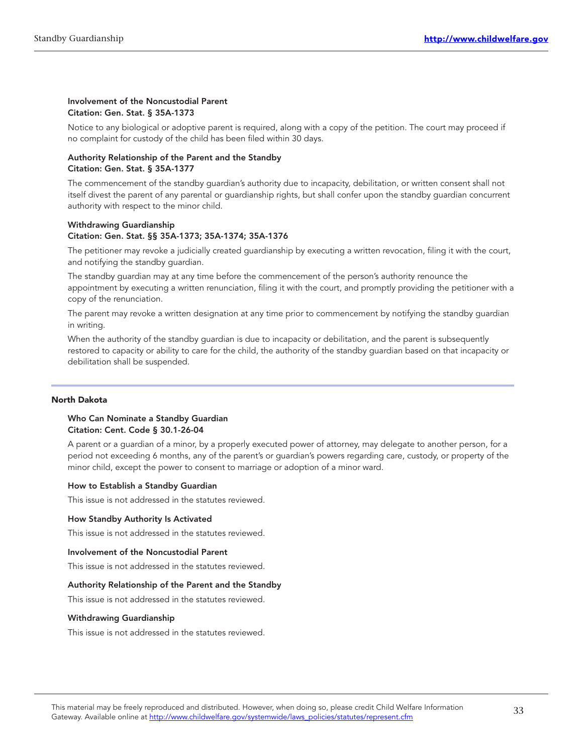**Involvement of the Noncustodial Parent**
**Citation: Gen. Stat. § 35A-1373**

Notice to any biological or adoptive parent is required, along with a copy of the petition. The court may proceed if no complaint for custody of the child has been filed within 30 days.

**Authority Relationship of the Parent and the Standby**
**Citation: Gen. Stat. § 35A-1377**

The commencement of the standby guardian's authority due to incapacity, debilitation, or written consent shall not itself divest the parent of any parental or guardianship rights, but shall confer upon the standby guardian concurrent authority with respect to the minor child.

**Withdrawing Guardianship**
**Citation: Gen. Stat. §§ 35A-1373; 35A-1374; 35A-1376**

The petitioner may revoke a judicially created guardianship by executing a written revocation, filing it with the court, and notifying the standby guardian.

The standby guardian may at any time before the commencement of the person's authority renounce the appointment by executing a written renunciation, filing it with the court, and promptly providing the petitioner with a copy of the renunciation.

The parent may revoke a written designation at any time prior to commencement by notifying the standby guardian in writing.

When the authority of the standby guardian is due to incapacity or debilitation, and the parent is subsequently restored to capacity or ability to care for the child, the authority of the standby guardian based on that incapacity or debilitation shall be suspended.

## North Dakota

**Who Can Nominate a Standby Guardian**
**Citation: Cent. Code § 30.1-26-04**

A parent or a guardian of a minor, by a properly executed power of attorney, may delegate to another person, for a period not exceeding 6 months, any of the parent's or guardian's powers regarding care, custody, or property of the minor child, except the power to consent to marriage or adoption of a minor ward.

**How to Establish a Standby Guardian**

This issue is not addressed in the statutes reviewed.

**How Standby Authority Is Activated**

This issue is not addressed in the statutes reviewed.

**Involvement of the Noncustodial Parent**

This issue is not addressed in the statutes reviewed.

**Authority Relationship of the Parent and the Standby**

This issue is not addressed in the statutes reviewed.

**Withdrawing Guardianship**

This issue is not addressed in the statutes reviewed.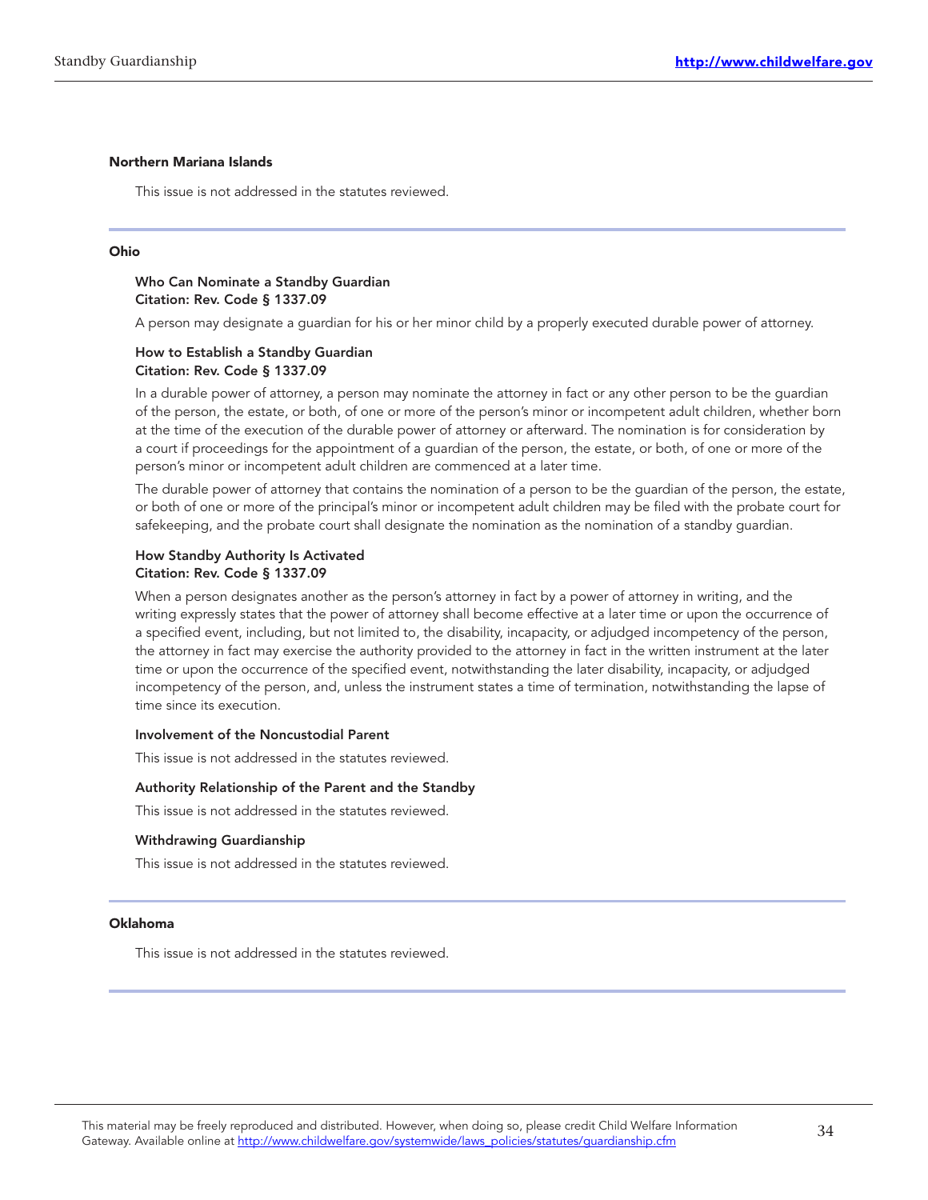### Northern Mariana Islands

This issue is not addressed in the statutes reviewed.

### Ohio

#### Who Can Nominate a Standby Guardian
**Citation: Rev. Code § 1337.09**

A person may designate a guardian for his or her minor child by a properly executed durable power of attorney.

#### How to Establish a Standby Guardian
**Citation: Rev. Code § 1337.09**

In a durable power of attorney, a person may nominate the attorney in fact or any other person to be the guardian of the person, the estate, or both, of one or more of the person's minor or incompetent adult children, whether born at the time of the execution of the durable power of attorney or afterward. The nomination is for consideration by a court if proceedings for the appointment of a guardian of the person, the estate, or both, of one or more of the person's minor or incompetent adult children are commenced at a later time.

The durable power of attorney that contains the nomination of a person to be the guardian of the person, the estate, or both of one or more of the principal's minor or incompetent adult children may be filed with the probate court for safekeeping, and the probate court shall designate the nomination as the nomination of a standby guardian.

#### How Standby Authority Is Activated
**Citation: Rev. Code § 1337.09**

When a person designates another as the person's attorney in fact by a power of attorney in writing, and the writing expressly states that the power of attorney shall become effective at a later time or upon the occurrence of a specified event, including, but not limited to, the disability, incapacity, or adjudged incompetency of the person, the attorney in fact may exercise the authority provided to the attorney in fact in the written instrument at the later time or upon the occurrence of the specified event, notwithstanding the later disability, incapacity, or adjudged incompetency of the person, and, unless the instrument states a time of termination, notwithstanding the lapse of time since its execution.

#### Involvement of the Noncustodial Parent

This issue is not addressed in the statutes reviewed.

#### Authority Relationship of the Parent and the Standby

This issue is not addressed in the statutes reviewed.

#### Withdrawing Guardianship

This issue is not addressed in the statutes reviewed.

### Oklahoma

This issue is not addressed in the statutes reviewed.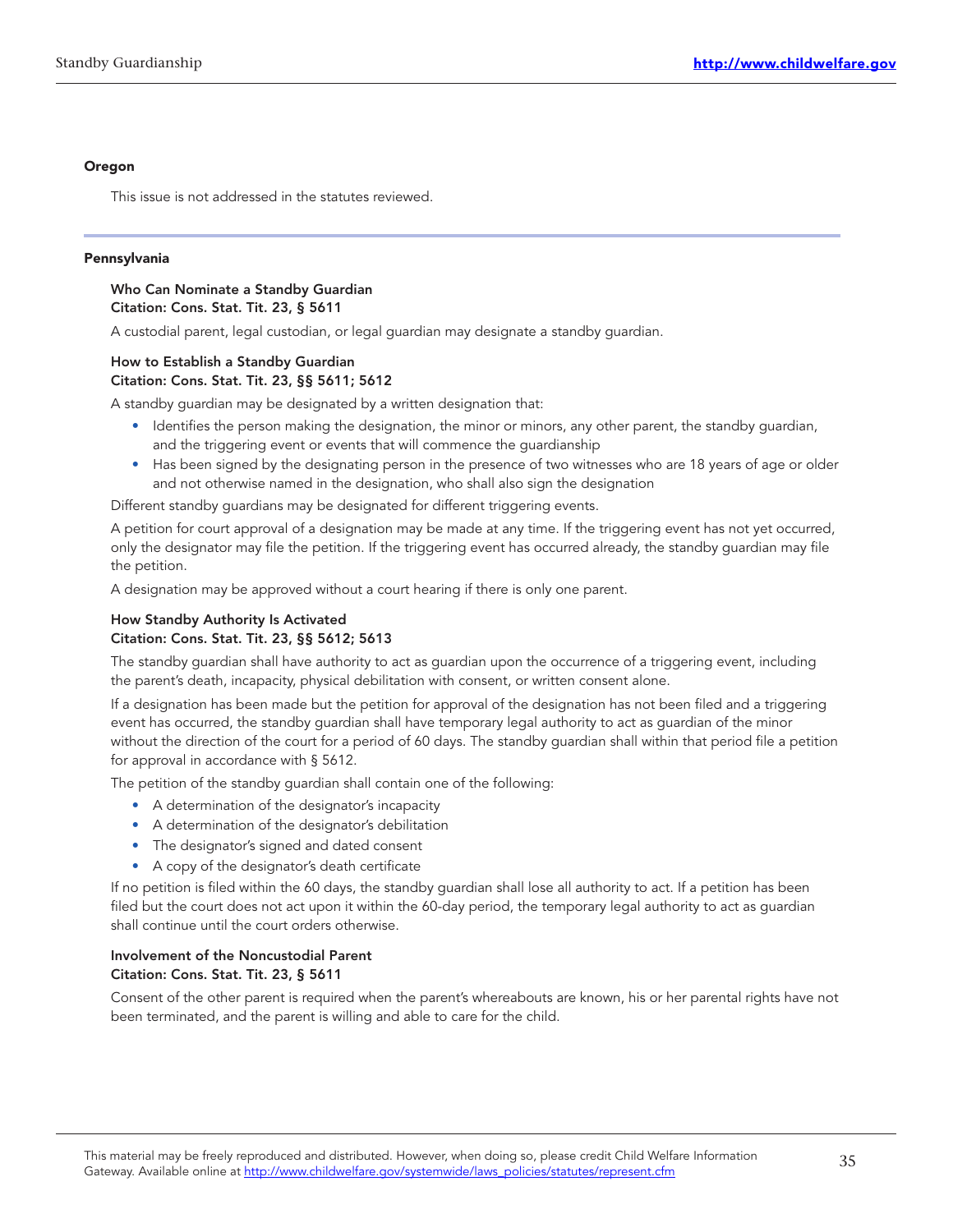**Oregon**

This issue is not addressed in the statutes reviewed.

---

**Pensylvania**

**Who Can Nominate a Standby Guardian**
**Citation: Cons. Stat. Tit. 23, § 5611**

A custodial parent, legal custodian, or legal guardian may designate a standby guardian.

**How to Establish a Standby Guardian**
**Citation: Cons. Stat. Tit. 23, §§ 5611; 5612**

A standby guardian may be designated by a written designation that:

- Identifies the person making the designation, the minor or minors, any other parent, the standby guardian, and the triggering event or events that will commence the guardianship
- Has been signed by the designating person in the presence of two witnesses who are 18 years of age or older and not otherwise named in the designation, who shall also sign the designation

Different standby guardians may be designated for different triggering events.

A petition for court approval of a designation may be made at any time. If the triggering event has not yet occurred, only the designator may file the petition. If the triggering event has occurred already, the standby guardian may file the petition.

A designation may be approved without a court hearing if there is only one parent.

**How Standby Authority Is Activated**
**Citation: Cons. Stat. Tit. 23, §§ 5612; 5613**

The standby guardian shall have authority to act as guardian upon the occurrence of a triggering event, including the parent's death, incapacity, physical debilitation with consent, or written consent alone.

If a designation has been made but the petition for approval of the designation has not been filed and a triggering event has occurred, the standby guardian shall have temporary legal authority to act as guardian of the minor without the direction of the court for a period of 60 days. The standby guardian shall within that period file a petition for approval in accordance with § 5612.

The petition of the standby guardian shall contain one of the following:

- A determination of the designator's incapacity
- A determination of the designator's debilitation
- The designator's signed and dated consent
- A copy of the designator's death certificate

If no petition is filed within the 60 days, the standby guardian shall lose all authority to act. If a petition has been filed but the court does not act upon it within the 60-day period, the temporary legal authority to act as guardian shall continue until the court orders otherwise.

**Involvement of the Noncustodial Parent**
**Citation: Cons. Stat. Tit. 23, § 5611**

Consent of the other parent is required when the parent's whereabouts are known, his or her parental rights have not been terminated, and the parent is willing and able to care for the child.

**Oregon**

This issue is not addressed in the statutes reviewed.

---

**Pennsylvania**

**Who Can Nominate a Standby Guardian**
**Citation: Cons. Stat. Tit. 23, § 5611**

A custodial parent, legal custodian, or legal guardian may designate a standby guardian.

**How to Establish a Standby Guardian**
**Citation: Cons. Stat. Tit. 23, §§ 5611; 5612**

A standby guardian may be designated by a written designation that:

- Identifies the person making the designation, the minor or minors, any other parent, the standby guardian, and the triggering event or events that will commence the guardianship
- Has been signed by the designating person in the presence of two witnesses who are 18 years of age or older and not otherwise named in the designation, who shall also sign the designation

Different standby guardians may be designated for different triggering events.

A petition for court approval of a designation may be made at any time. If the triggering event has not yet occurred, only the designator may file the petition. If the triggering event has occurred already, the standby guardian may file the petition.

A designation may be approved without a court hearing if there is only one parent.

**How Standby Authority Is Activated**
**Citation: Cons. Stat. Tit. 23, §§ 5612; 5613**

The standby guardian shall have authority to act as guardian upon the occurrence of a triggering event, including the parent's death, incapacity, physical debilitation with consent, or written consent alone.

If a designation has been made but the petition for approval of the designation has not been filed and a triggering event has occurred, the standby guardian shall have temporary legal authority to act as guardian of the minor without the direction of the court for a period of 60 days. The standby guardian shall within that period file a petition for approval in accordance with § 5612.

The petition of the standby guardian shall contain one of the following:

- A determination of the designator's incapacity
- A determination of the designator's debilitation
- The designator's signed and dated consent
- A copy of the designator's death certificate

If no petition is filed within the 60 days, the standby guardian shall lose all authority to act. If a petition has been filed but the court does not act upon it within the 60-day period, the temporary legal authority to act as guardian shall continue until the court orders otherwise.

**Involvement of the Noncustodial Parent**
**Citation: Cons. Stat. Tit. 23, § 5611**

Consent of the other parent is required when the parent's whereabouts are known, his or her parental rights have not been terminated, and the parent is willing and able to care for the child.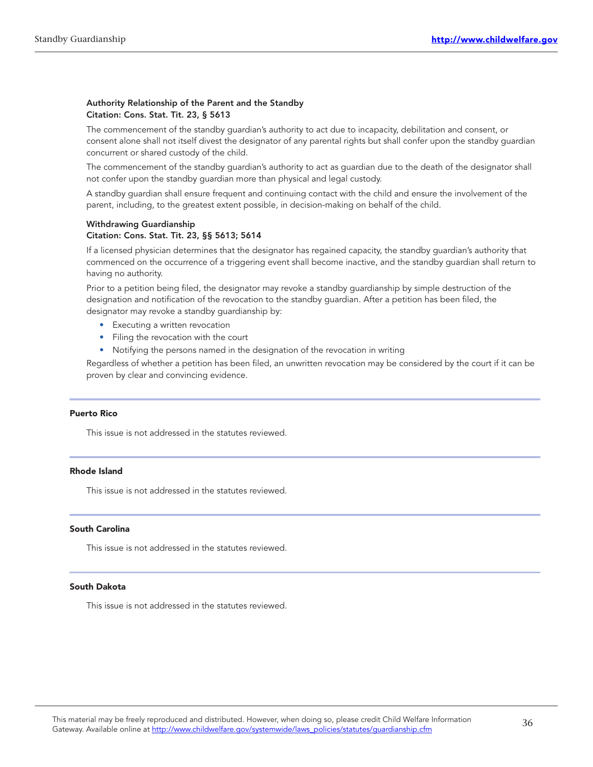**Authority Relationship of the Parent and the Standby**
**Citation: Cons. Stat. Tit. 23, § 5613**

The commencement of the standby guardian's authority to act due to incapacity, debilitation and consent, or consent alone shall not itself divest the designator of any parental rights but shall confer upon the standby guardian concurrent or shared custody of the child.

The commencement of the standby guardian's authority to act as guardian due to the death of the designator shall not confer upon the standby guardian more than physical and legal custody.

A standby guardian shall ensure frequent and continuing contact with the child and ensure the involvement of the parent, including, to the greatest extent possible, in decision-making on behalf of the child.

**Withdrawing Guardianship**
**Citation: Cons. Stat. Tit. 23, §§ 5613; 5614**

If a licensed physician determines that the designator has regained capacity, the standby guardian's authority that commenced on the occurrence of a triggering event shall become inactive, and the standby guardian shall return to having no authority.

Prior to a petition being filed, the designator may revoke a standby guardianship by simple destruction of the designation and notification of the revocation to the standby guardian. After a petition has been filed, the designator may revoke a standby guardianship by:

- Executing a written revocation
- Filing the revocation with the court
- Notifying the persons named in the designation of the revocation in writing

Regardless of whether a petition has been filed, an unwritten revocation may be considered by the court if it can be proven by clear and convincing evidence.

## Puerto Rico

This issue is not addressed in the statutes reviewed.

## Rhode Island

This issue is not addressed in the statutes reviewed.

## South Carolina

This issue is not addressed in the statutes reviewed.

## South Dakota

This issue is not addressed in the statutes reviewed.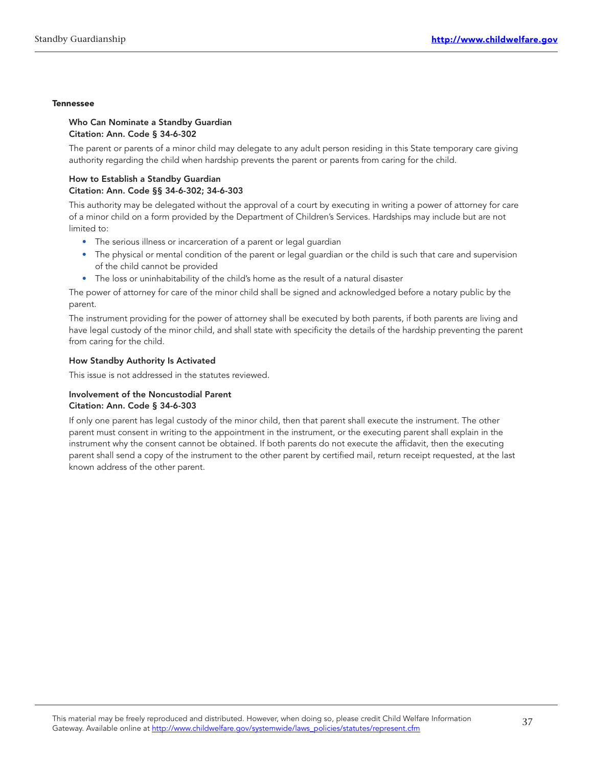### Tennessee

**Who Can Nominate a Standby Guardian**
**Citation: Ann. Code § 34-6-302**

The parent or parents of a minor child may delegate to any adult person residing in this State temporary care giving authority regarding the child when hardship prevents the parent or parents from caring for the child.

**How to Establish a Standby Guardian**
**Citation: Ann. Code §§ 34-6-302; 34-6-303**

This authority may be delegated without the approval of a court by executing in writing a power of attorney for care of a minor child on a form provided by the Department of Children's Services. Hardships may include but are not limited to:

- The serious illness or incarceration of a parent or legal guardian
- The physical or mental condition of the parent or legal guardian or the child is such that care and supervision of the child cannot be provided
- The loss or uninhabitability of the child's home as the result of a natural disaster

The power of attorney for care of the minor child shall be signed and acknowledged before a notary public by the parent.

The instrument providing for the power of attorney shall be executed by both parents, if both parents are living and have legal custody of the minor child, and shall state with specificity the details of the hardship preventing the parent from caring for the child.

**How Standby Authority Is Activated**

This issue is not addressed in the statutes reviewed.

**Involvement of the Noncustodial Parent**
**Citation: Ann. Code § 34-6-303**

If only one parent has legal custody of the minor child, then that parent shall execute the instrument. The other parent must consent in writing to the appointment in the instrument, or the executing parent shall explain in the instrument why the consent cannot be obtained. If both parents do not execute the affidavit, then the executing parent shall send a copy of the instrument to the other parent by certified mail, return receipt requested, at the last known address of the other parent.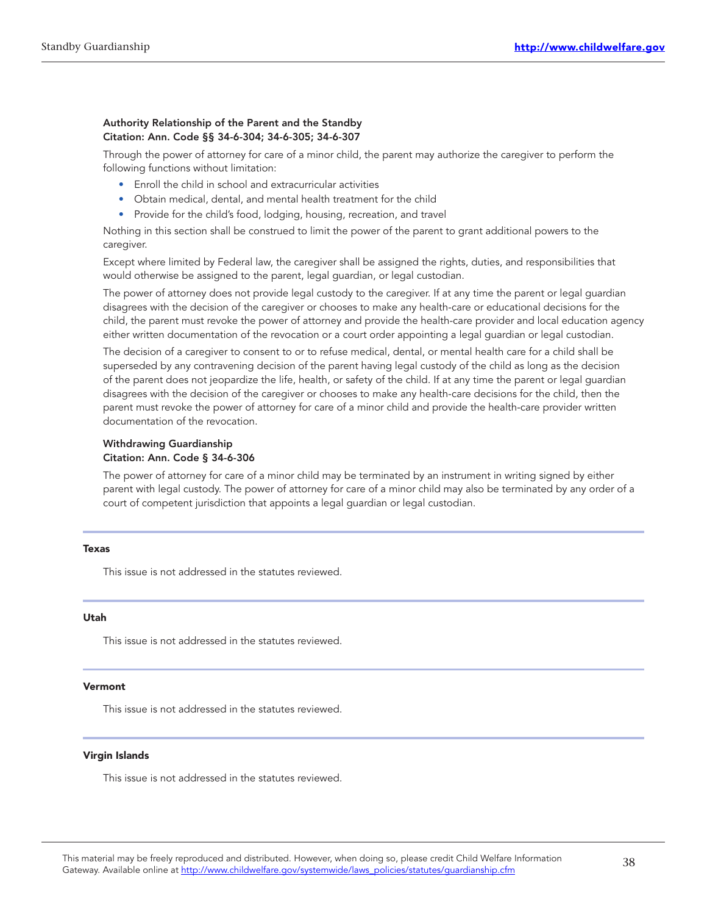**Authority Relationship of the Parent and the Standby**
**Citation: Ann. Code §§ 34-6-304; 34-6-305; 34-6-307**

Through the power of attorney for care of a minor child, the parent may authorize the caregiver to perform the following functions without limitation:

- Enroll the child in school and extracurricular activities
- Obtain medical, dental, and mental health treatment for the child
- Provide for the child's food, lodging, housing, recreation, and travel

Nothing in this section shall be construed to limit the power of the parent to grant additional powers to the caregiver.

Except where limited by Federal law, the caregiver shall be assigned the rights, duties, and responsibilities that would otherwise be assigned to the parent, legal guardian, or legal custodian.

The power of attorney does not provide legal custody to the caregiver. If at any time the parent or legal guardian disagrees with the decision of the caregiver or chooses to make any health-care or educational decisions for the child, the parent must revoke the power of attorney and provide the health-care provider and local education agency either written documentation of the revocation or a court order appointing a legal guardian or legal custodian.

The decision of a caregiver to consent to or to refuse medical, dental, or mental health care for a child shall be superseded by any contravening decision of the parent having legal custody of the child as long as the decision of the parent does not jeopardize the life, health, or safety of the child. If at any time the parent or legal guardian disagrees with the decision of the caregiver or chooses to make any health-care decisions for the child, then the parent must revoke the power of attorney for care of a minor child and provide the health-care provider written documentation of the revocation.

**Withdrawing Guardianship**
**Citation: Ann. Code § 34-6-306**

The power of attorney for care of a minor child may be terminated by an instrument in writing signed by either parent with legal custody. The power of attorney for care of a minor child may also be terminated by any order of a court of competent jurisdiction that appoints a legal guardian or legal custodian.

### Texas

This issue is not addressed in the statutes reviewed.

### Utah

This issue is not addressed in the statutes reviewed.

### Vermont

This issue is not addressed in the statutes reviewed.

### Virgin Islands

This issue is not addressed in the statutes reviewed.

This material may be freely reproduced and distributed. However, when doing so, please credit Child Welfare Information Gateway. Available online at http://www.childwelfare.gov/systemwide/laws_policies/statutes/guardianship.cfm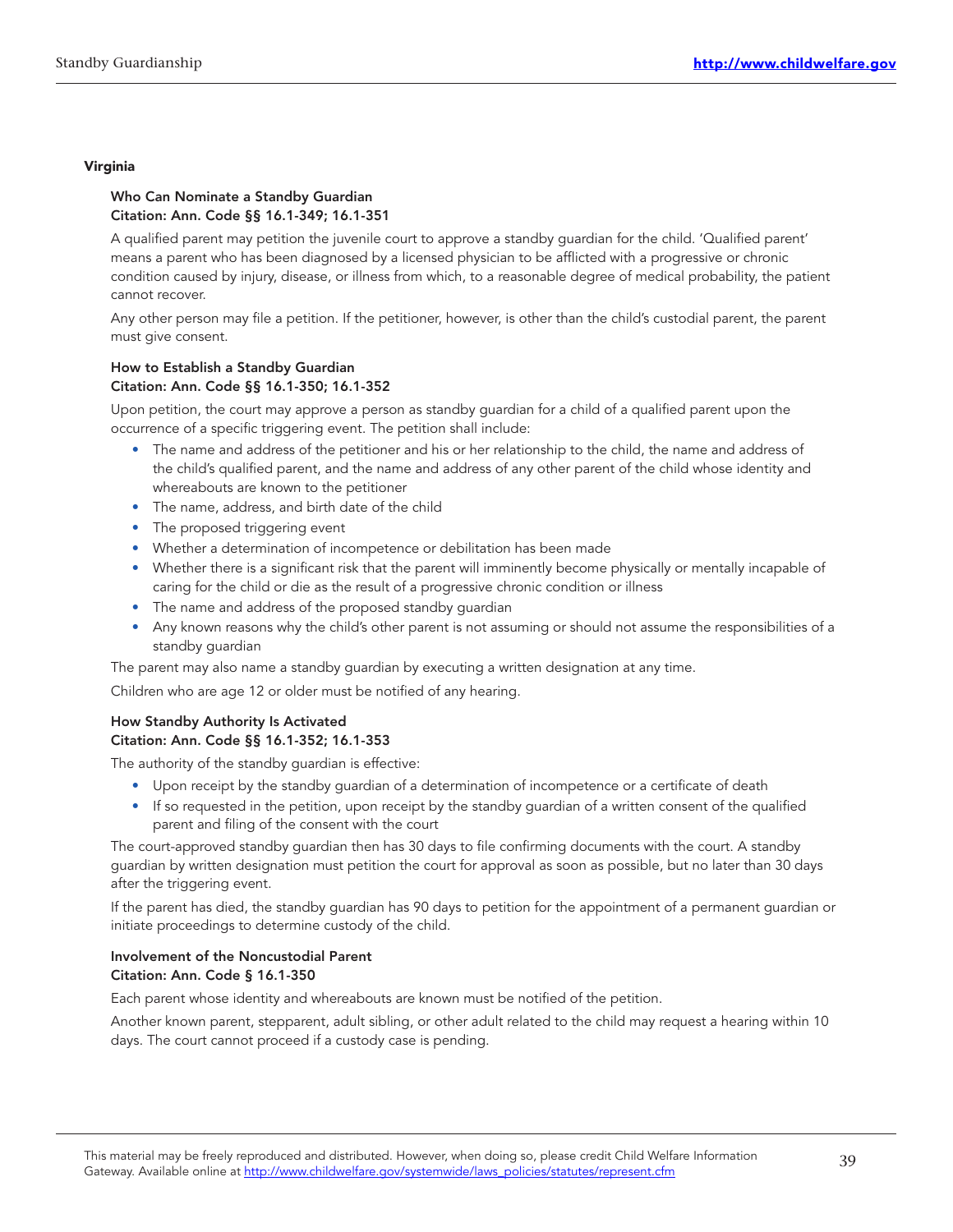### Virginia

**Who Can Nominate a Standby Guardian**
**Citation: Ann. Code §§ 16.1-349; 16.1-351**

A qualified parent may petition the juvenile court to approve a standby guardian for the child. 'Qualified parent' means a parent who has been diagnosed by a licensed physician to be afflicted with a progressive or chronic condition caused by injury, disease, or illness from which, to a reasonable degree of medical probability, the patient cannot recover.

Any other person may file a petition. If the petitioner, however, is other than the child's custodial parent, the parent must give consent.

**How to Establish a Standby Guardian**
**Citation: Ann. Code §§ 16.1-350; 16.1-352**

Upon petition, the court may approve a person as standby guardian for a child of a qualified parent upon the occurrence of a specific triggering event. The petition shall include:

- The name and address of the petitioner and his or her relationship to the child, the name and address of the child's qualified parent, and the name and address of any other parent of the child whose identity and whereabouts are known to the petitioner
- The name, address, and birth date of the child
- The proposed triggering event
- Whether a determination of incompetence or debilitation has been made
- Whether there is a significant risk that the parent will imminently become physically or mentally incapable of caring for the child or die as the result of a progressive chronic condition or illness
- The name and address of the proposed standby guardian
- Any known reasons why the child's other parent is not assuming or should not assume the responsibilities of a standby guardian

The parent may also name a standby guardian by executing a written designation at any time.

Children who are age 12 or older must be notified of any hearing.

**How Standby Authority Is Activated**
**Citation: Ann. Code §§ 16.1-352; 16.1-353**

The authority of the standby guardian is effective:

- Upon receipt by the standby guardian of a determination of incompetence or a certificate of death
- If so requested in the petition, upon receipt by the standby guardian of a written consent of the qualified parent and filing of the consent with the court

The court-approved standby guardian then has 30 days to file confirming documents with the court. A standby guardian by written designation must petition the court for approval as soon as possible, but no later than 30 days after the triggering event.

If the parent has died, the standby guardian has 90 days to petition for the appointment of a permanent guardian or initiate proceedings to determine custody of the child.

**Involvement of the Noncustodial Parent**
**Citation: Ann. Code § 16.1-350**

Each parent whose identity and whereabouts are known must be notified of the petition.

Another known parent, stepparent, adult sibling, or other adult related to the child may request a hearing within 10 days. The court cannot proceed if a custody case is pending.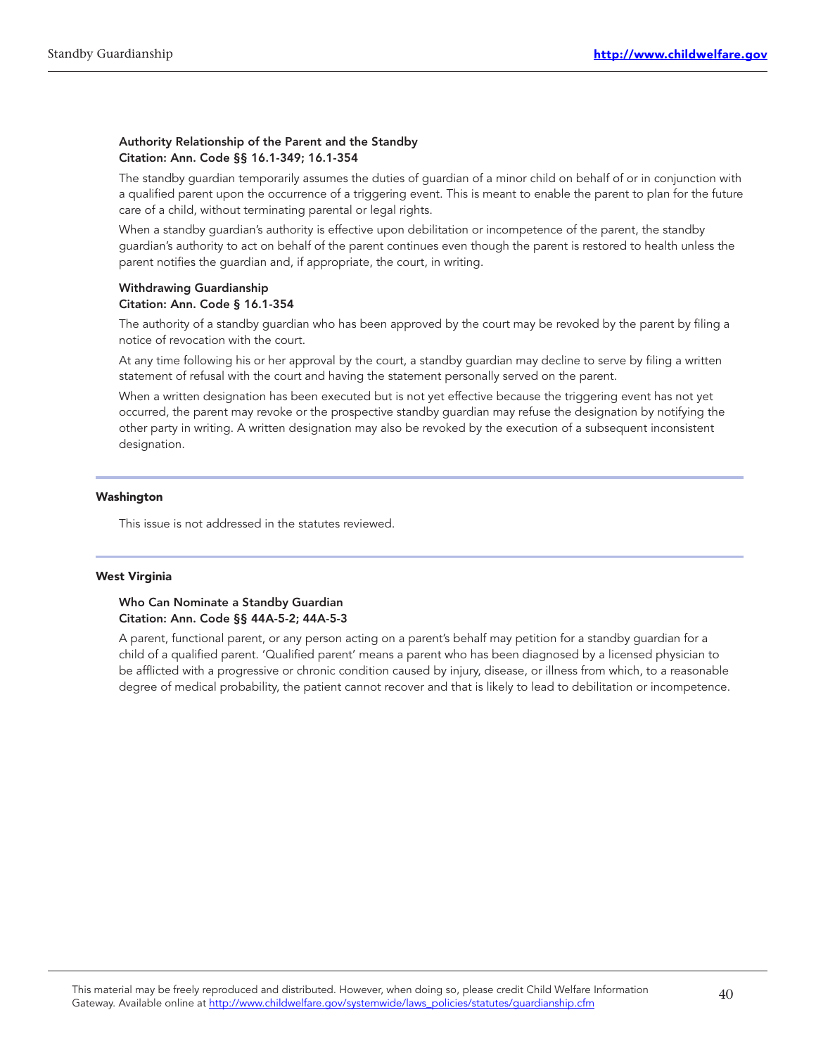**Authority Relationship of the Parent and the Standby**
**Citation: Ann. Code §§ 16.1-349; 16.1-354**

The standby guardian temporarily assumes the duties of guardian of a minor child on behalf of or in conjunction with a qualified parent upon the occurrence of a triggering event. This is meant to enable the parent to plan for the future care of a child, without terminating parental or legal rights.

When a standby guardian's authority is effective upon debilitation or incompetence of the parent, the standby guardian's authority to act on behalf of the parent continues even though the parent is restored to health unless the parent notifies the guardian and, if appropriate, the court, in writing.

**Withdrawing Guardianship**
**Citation: Ann. Code § 16.1-354**

The authority of a standby guardian who has been approved by the court may be revoked by the parent by filing a notice of revocation with the court.

At any time following his or her approval by the court, a standby guardian may decline to serve by filing a written statement of refusal with the court and having the statement personally served on the parent.

When a written designation has been executed but is not yet effective because the triggering event has not yet occurred, the parent may revoke or the prospective standby guardian may refuse the designation by notifying the other party in writing. A written designation may also be revoked by the execution of a subsequent inconsistent designation.

## Washington

This issue is not addressed in the statutes reviewed.

## West Virginia

**Who Can Nominate a Standby Guardian**
**Citation: Ann. Code §§ 44A-5-2; 44A-5-3**

A parent, functional parent, or any person acting on a parent's behalf may petition for a standby guardian for a child of a qualified parent. 'Qualified parent' means a parent who has been diagnosed by a licensed physician to be afflicted with a progressive or chronic condition caused by injury, disease, or illness from which, to a reasonable degree of medical probability, the patient cannot recover and that is likely to lead to debilitation or incompetence.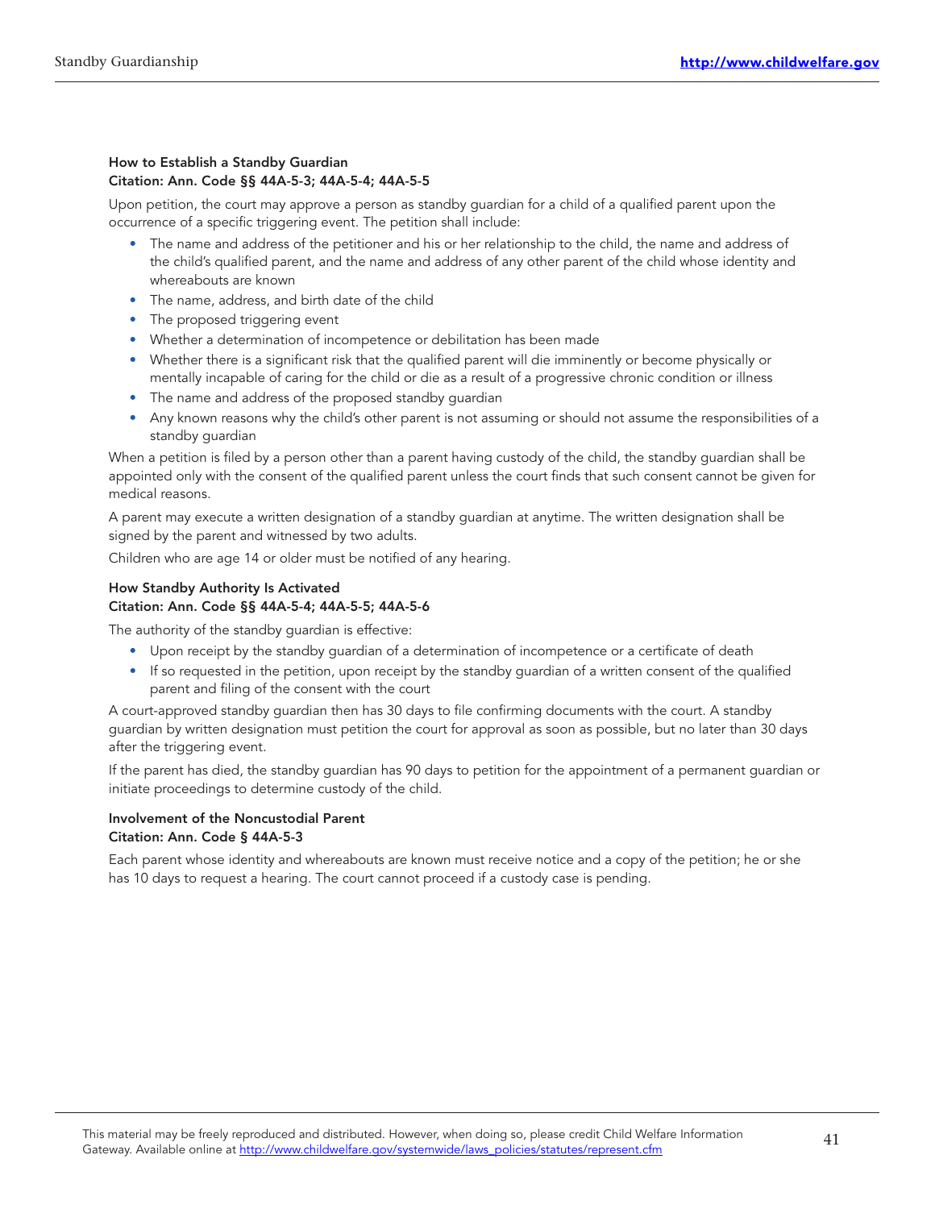**How to Establish a Standby Guardian**
**Citation: Ann. Code §§ 44A-5-3; 44A-5-4; 44A-5-5**

Upon petition, the court may approve a person as standby guardian for a child of a qualified parent upon the occurrence of a specific triggering event. The petition shall include:

- The name and address of the petitioner and his or her relationship to the child, the name and address of the child's qualified parent, and the name and address of any other parent of the child whose identity and whereabouts are known
- The name, address, and birth date of the child
- The proposed triggering event
- Whether a determination of incompetence or debilitation has been made
- Whether there is a significant risk that the qualified parent will die imminently or become physically or mentally incapable of caring for the child or die as a result of a progressive chronic condition or illness
- The name and address of the proposed standby guardian
- Any known reasons why the child's other parent is not assuming or should not assume the responsibilities of a standby guardian

When a petition is filed by a person other than a parent having custody of the child, the standby guardian shall be appointed only with the consent of the qualified parent unless the court finds that such consent cannot be given for medical reasons.

A parent may execute a written designation of a standby guardian at anytime. The written designation shall be signed by the parent and witnessed by two adults.

Children who are age 14 or older must be notified of any hearing.

**How Standby Authority Is Activated**
**Citation: Ann. Code §§ 44A-5-4; 44A-5-5; 44A-5-6**

The authority of the standby guardian is effective:

- Upon receipt by the standby guardian of a determination of incompetence or a certificate of death
- If so requested in the petition, upon receipt by the standby guardian of a written consent of the qualified parent and filing of the consent with the court

A court-approved standby guardian then has 30 days to file confirming documents with the court. A standby guardian by written designation must petition the court for approval as soon as possible, but no later than 30 days after the triggering event.

If the parent has died, the standby guardian has 90 days to petition for the appointment of a permanent guardian or initiate proceedings to determine custody of the child.

**Involvement of the Noncustodial Parent**
**Citation: Ann. Code § 44A-5-3**

Each parent whose identity and whereabouts are known must receive notice and a copy of the petition; he or she has 10 days to request a hearing. The court cannot proceed if a custody case is pending.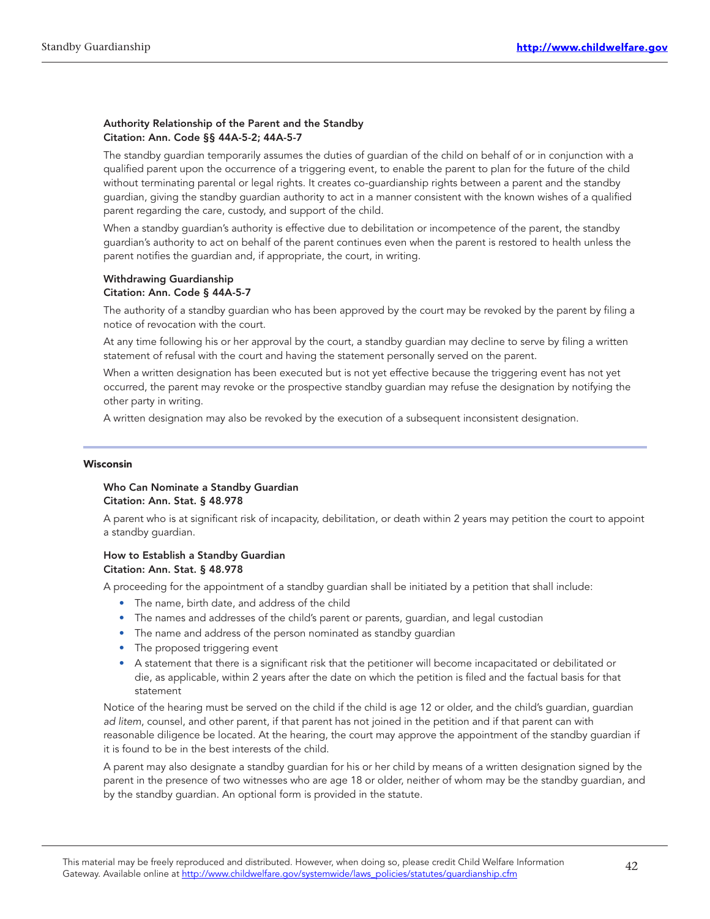**Authority Relationship of the Parent and the Standby**
**Citation: Ann. Code §§ 44A-5-2; 44A-5-7**

The standby guardian temporarily assumes the duties of guardian of the child on behalf of or in conjunction with a qualified parent upon the occurrence of a triggering event, to enable the parent to plan for the future of the child without terminating parental or legal rights. It creates co-guardianship rights between a parent and the standby guardian, giving the standby guardian authority to act in a manner consistent with the known wishes of a qualified parent regarding the care, custody, and support of the child.

When a standby guardian's authority is effective due to debilitation or incompetence of the parent, the standby guardian's authority to act on behalf of the parent continues even when the parent is restored to health unless the parent notifies the guardian and, if appropriate, the court, in writing.

**Withdrawing Guardianship**
**Citation: Ann. Code § 44A-5-7**

The authority of a standby guardian who has been approved by the court may be revoked by the parent by filing a notice of revocation with the court.

At any time following his or her approval by the court, a standby guardian may decline to serve by filing a written statement of refusal with the court and having the statement personally served on the parent.

When a written designation has been executed but is not yet effective because the triggering event has not yet occurred, the parent may revoke or the prospective standby guardian may refuse the designation by notifying the other party in writing.

A written designation may also be revoked by the execution of a subsequent inconsistent designation.

## Wisconsin

**Who Can Nominate a Standby Guardian**
**Citation: Ann. Stat. § 48.978**

A parent who is at significant risk of incapacity, debilitation, or death within 2 years may petition the court to appoint a standby guardian.

**How to Establish a Standby Guardian**
**Citation: Ann. Stat. § 48.978**

A proceeding for the appointment of a standby guardian shall be initiated by a petition that shall include:

- The name, birth date, and address of the child
- The names and addresses of the child's parent or parents, guardian, and legal custodian
- The name and address of the person nominated as standby guardian
- The proposed triggering event
- A statement that there is a significant risk that the petitioner will become incapacitated or debilitated or die, as applicable, within 2 years after the date on which the petition is filed and the factual basis for that statement

Notice of the hearing must be served on the child if the child is age 12 or older, and the child's guardian, guardian *ad litem*, counsel, and other parent, if that parent has not joined in the petition and if that parent can with reasonable diligence be located. At the hearing, the court may approve the appointment of the standby guardian if it is found to be in the best interests of the child.

A parent may also designate a standby guardian for his or her child by means of a written designation signed by the parent in the presence of two witnesses who are age 18 or older, neither of whom may be the standby guardian, and by the standby guardian. An optional form is provided in the statute.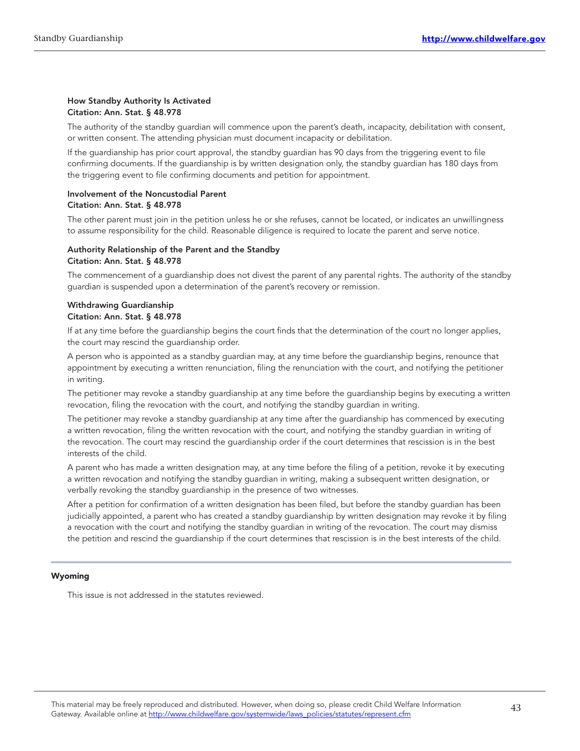**How Standby Authority Is Activated**
**Citation: Ann. Stat. § 48.978**

The authority of the standby guardian will commence upon the parent's death, incapacity, debilitation with consent, or written consent. The attending physician must document incapacity or debilitation.

If the guardianship has prior court approval, the standby guardian has 90 days from the triggering event to file confirming documents. If the guardianship is by written designation only, the standby guardian has 180 days from the triggering event to file confirming documents and petition for appointment.

**Involvement of the Noncustodial Parent**
**Citation: Ann. Stat. § 48.978**

The other parent must join in the petition unless he or she refuses, cannot be located, or indicates an unwillingness to assume responsibility for the child. Reasonable diligence is required to locate the parent and serve notice.

**Authority Relationship of the Parent and the Standby**
**Citation: Ann. Stat. § 48.978**

The commencement of a guardianship does not divest the parent of any parental rights. The authority of the standby guardian is suspended upon a determination of the parent's recovery or remission.

**Withdrawing Guardianship**
**Citation: Ann. Stat. § 48.978**

If at any time before the guardianship begins the court finds that the determination of the court no longer applies, the court may rescind the guardianship order.

A person who is appointed as a standby guardian may, at any time before the guardianship begins, renounce that appointment by executing a written renunciation, filing the renunciation with the court, and notifying the petitioner in writing.

The petitioner may revoke a standby guardianship at any time before the guardianship begins by executing a written revocation, filing the revocation with the court, and notifying the standby guardian in writing.

The petitioner may revoke a standby guardianship at any time after the guardianship has commenced by executing a written revocation, filing the written revocation with the court, and notifying the standby guardian in writing of the revocation. The court may rescind the guardianship order if the court determines that rescission is in the best interests of the child.

A parent who has made a written designation may, at any time before the filing of a petition, revoke it by executing a written revocation and notifying the standby guardian in writing, making a subsequent written designation, or verbally revoking the standby guardianship in the presence of two witnesses.

After a petition for confirmation of a written designation has been filed, but before the standby guardian has been judicially appointed, a parent who has created a standby guardianship by written designation may revoke it by filing a revocation with the court and notifying the standby guardian in writing of the revocation. The court may dismiss the petition and rescind the guardianship if the court determines that rescission is in the best interests of the child.

## Wyoming

This issue is not addressed in the statutes reviewed.

This material may be freely reproduced and distributed. However, when doing so, please credit Child Welfare Information Gateway. Available online at http://www.childwelfare.gov/systemwide/laws_policies/statutes/represent.cfm